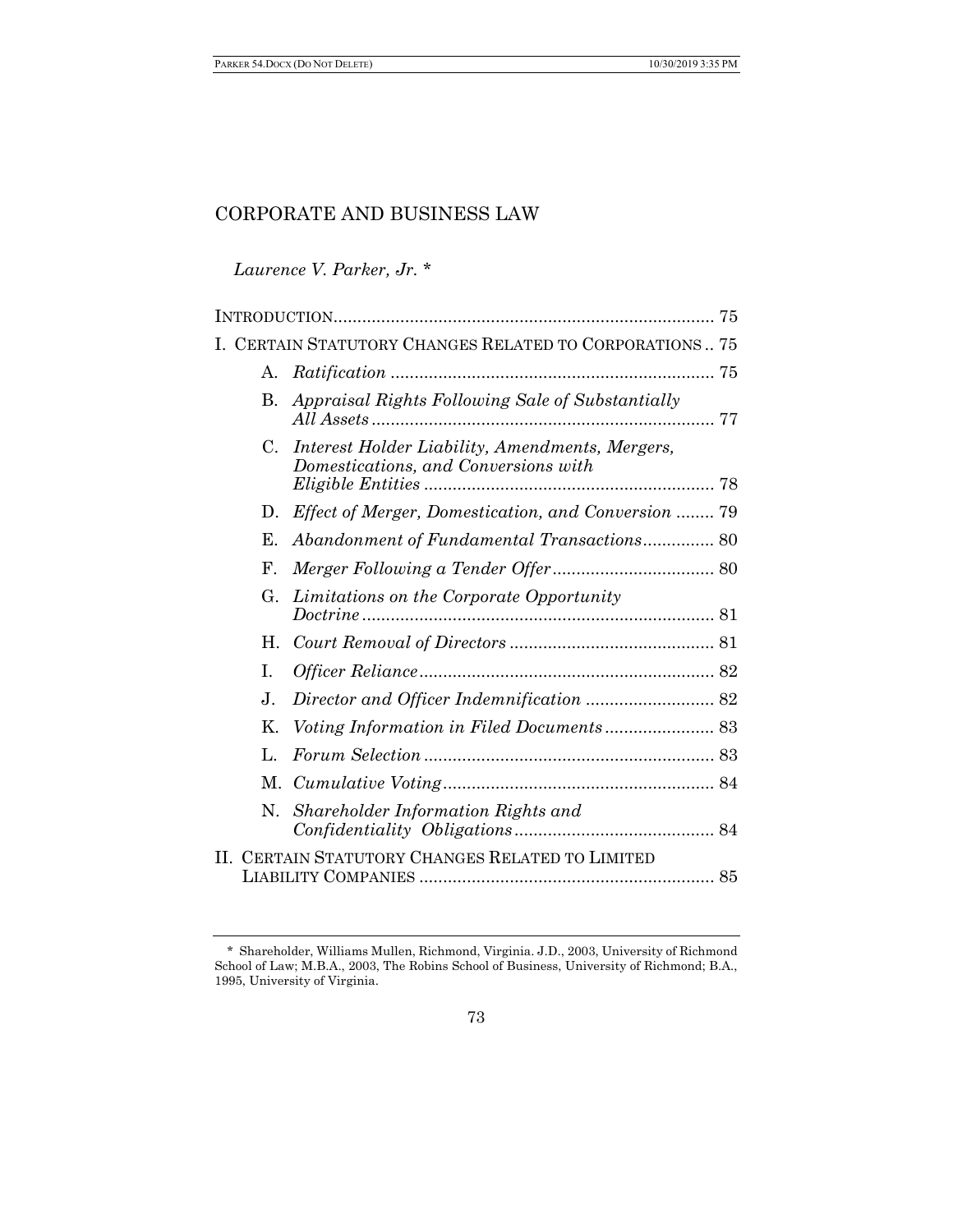# CORPORATE AND BUSINESS LAW

*Laurence V. Parker, Jr.* *

INTRODUCTION ............................................................................... 75

I. CERTAIN STATUTORY CHANGES RELATED TO CORPORATIONS .. 75

- A. *Ratification* .................................................................... 75
- B. *Appraisal Rights Following Sale of Substantially All Assets* ........................................................................ 77
- C. *Interest Holder Liability, Amendments, Mergers, Domestications, and Conversions with Eligible Entities* ............................................................. 78
- D. *Effect of Merger, Domestication, and Conversion* ........ 79
- E. *Abandonment of Fundamental Transactions* ............... 80
- F. *Merger Following a Tender Offer* .................................. 80
- G. *Limitations on the Corporate Opportunity Doctrine* .......................................................................... 81
- H. *Court Removal of Directors* ........................................... 81
- I. *Officer Reliance* .............................................................. 82
- J. *Director and Officer Indemnification* ........................... 82
- K. *Voting Information in Filed Documents* ....................... 83
- L. *Forum Selection* ............................................................. 83
- M. *Cumulative Voting* ......................................................... 84
- N. *Shareholder Information Rights and Confidentiality Obligations* .......................................... 84

II. CERTAIN STATUTORY CHANGES RELATED TO LIMITED LIABILITY COMPANIES .............................................................. 85

---

\* Shareholder, Williams Mullen, Richmond, Virginia. J.D., 2003, University of Richmond School of Law; M.B.A., 2003, The Robins School of Business, University of Richmond; B.A., 1995, University of Virginia.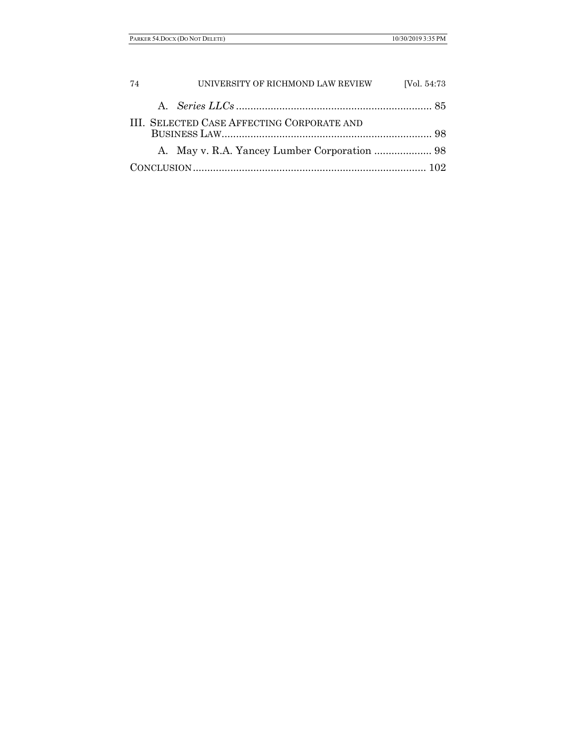A. *Series LLCs* .................................................................... 85

III. Selected Case Affecting Corporate and Business Law......................................................................... 98

A. May v. R.A. Yancey Lumber Corporation .................... 98

Conclusion................................................................................ 102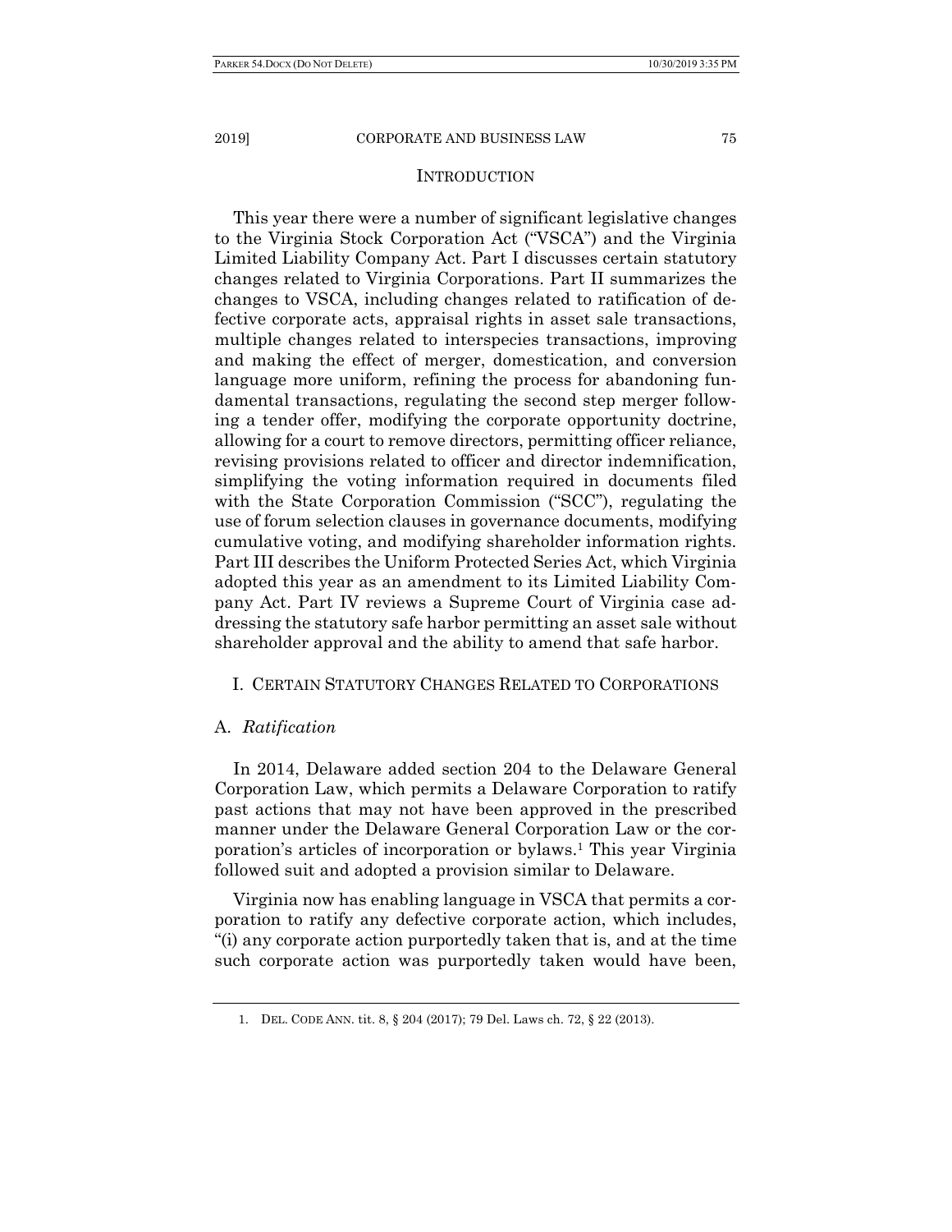## INTRODUCTION

This year there were a number of significant legislative changes to the Virginia Stock Corporation Act ("VSCA") and the Virginia Limited Liability Company Act. Part I discusses certain statutory changes related to Virginia Corporations. Part II summarizes the changes to VSCA, including changes related to ratification of defective corporate acts, appraisal rights in asset sale transactions, multiple changes related to interspecies transactions, improving and making the effect of merger, domestication, and conversion language more uniform, refining the process for abandoning fundamental transactions, regulating the second step merger following a tender offer, modifying the corporate opportunity doctrine, allowing for a court to remove directors, permitting officer reliance, revising provisions related to officer and director indemnification, simplifying the voting information required in documents filed with the State Corporation Commission ("SCC"), regulating the use of forum selection clauses in governance documents, modifying cumulative voting, and modifying shareholder information rights. Part III describes the Uniform Protected Series Act, which Virginia adopted this year as an amendment to its Limited Liability Company Act. Part IV reviews a Supreme Court of Virginia case addressing the statutory safe harbor permitting an asset sale without shareholder approval and the ability to amend that safe harbor.

## I. CERTAIN STATUTORY CHANGES RELATED TO CORPORATIONS

### A. *Ratification*

In 2014, Delaware added section 204 to the Delaware General Corporation Law, which permits a Delaware Corporation to ratify past actions that may not have been approved in the prescribed manner under the Delaware General Corporation Law or the corporation's articles of incorporation or bylaws.[1] This year Virginia followed suit and adopted a provision similar to Delaware.

Virginia now has enabling language in VSCA that permits a corporation to ratify any defective corporate action, which includes, "(i) any corporate action purportedly taken that is, and at the time such corporate action was purportedly taken would have been,

1. DEL. CODE ANN. tit. 8, § 204 (2017); 79 Del. Laws ch. 72, § 22 (2013).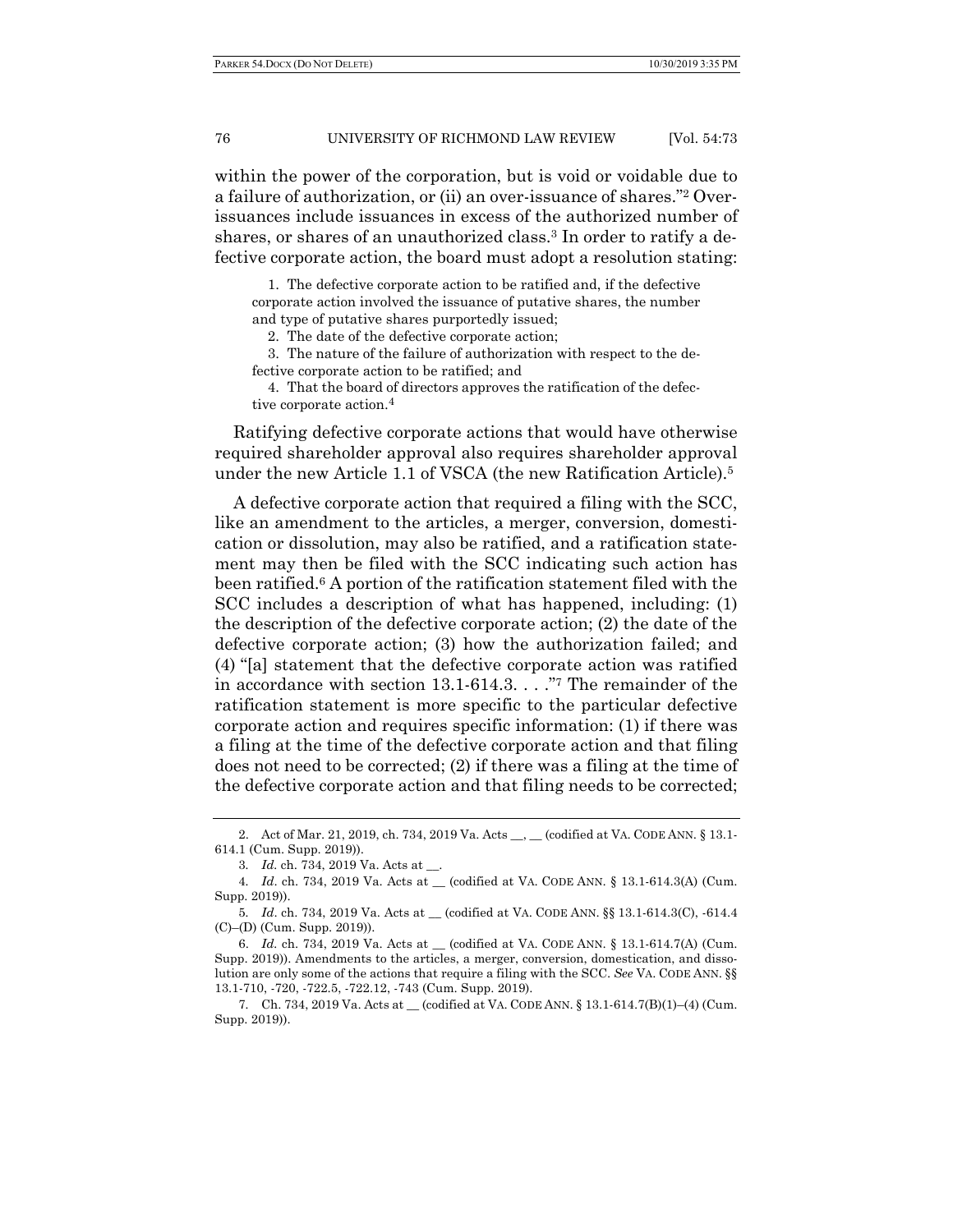within the power of the corporation, but is void or voidable due to a failure of authorization, or (ii) an over-issuance of shares."[2] Over-issuances include issuances in excess of the authorized number of shares, or shares of an unauthorized class.[3] In order to ratify a defective corporate action, the board must adopt a resolution stating:

> 1. The defective corporate action to be ratified and, if the defective corporate action involved the issuance of putative shares, the number and type of putative shares purportedly issued;
>
> 2. The date of the defective corporate action;
>
> 3. The nature of the failure of authorization with respect to the defective corporate action to be ratified; and
>
> 4. That the board of directors approves the ratification of the defective corporate action.[4]

Ratifying defective corporate actions that would have otherwise required shareholder approval also requires shareholder approval under the new Article 1.1 of VSCA (the new Ratification Article).[5]

A defective corporate action that required a filing with the SCC, like an amendment to the articles, a merger, conversion, domestication or dissolution, may also be ratified, and a ratification statement may then be filed with the SCC indicating such action has been ratified.[6] A portion of the ratification statement filed with the SCC includes a description of what has happened, including: (1) the description of the defective corporate action; (2) the date of the defective corporate action; (3) how the authorization failed; and (4) "[a] statement that the defective corporate action was ratified in accordance with section 13.1-614.3. . . ."[7] The remainder of the ratification statement is more specific to the particular defective corporate action and requires specific information: (1) if there was a filing at the time of the defective corporate action and that filing does not need to be corrected; (2) if there was a filing at the time of the defective corporate action and that filing needs to be corrected;

---

2. Act of Mar. 21, 2019, ch. 734, 2019 Va. Acts __, __ (codified at VA. CODE ANN. § 13.1-614.1 (Cum. Supp. 2019)).

3. *Id.* ch. 734, 2019 Va. Acts at __.

4. *Id*. ch. 734, 2019 Va. Acts at __ (codified at VA. CODE ANN. § 13.1-614.3(A) (Cum. Supp. 2019)).

5. *Id*. ch. 734, 2019 Va. Acts at __ (codified at VA. CODE ANN. §§ 13.1-614.3(C), -614.4 (C)–(D) (Cum. Supp. 2019)).

6. *Id.* ch. 734, 2019 Va. Acts at __ (codified at VA. CODE ANN. § 13.1-614.7(A) (Cum. Supp. 2019)). Amendments to the articles, a merger, conversion, domestication, and dissolution are only some of the actions that require a filing with the SCC. *See* VA. CODE ANN. §§ 13.1-710, -720, -722.5, -722.12, -743 (Cum. Supp. 2019).

7. Ch. 734, 2019 Va. Acts at __ (codified at VA. CODE ANN. § 13.1-614.7(B)(1)–(4) (Cum. Supp. 2019)).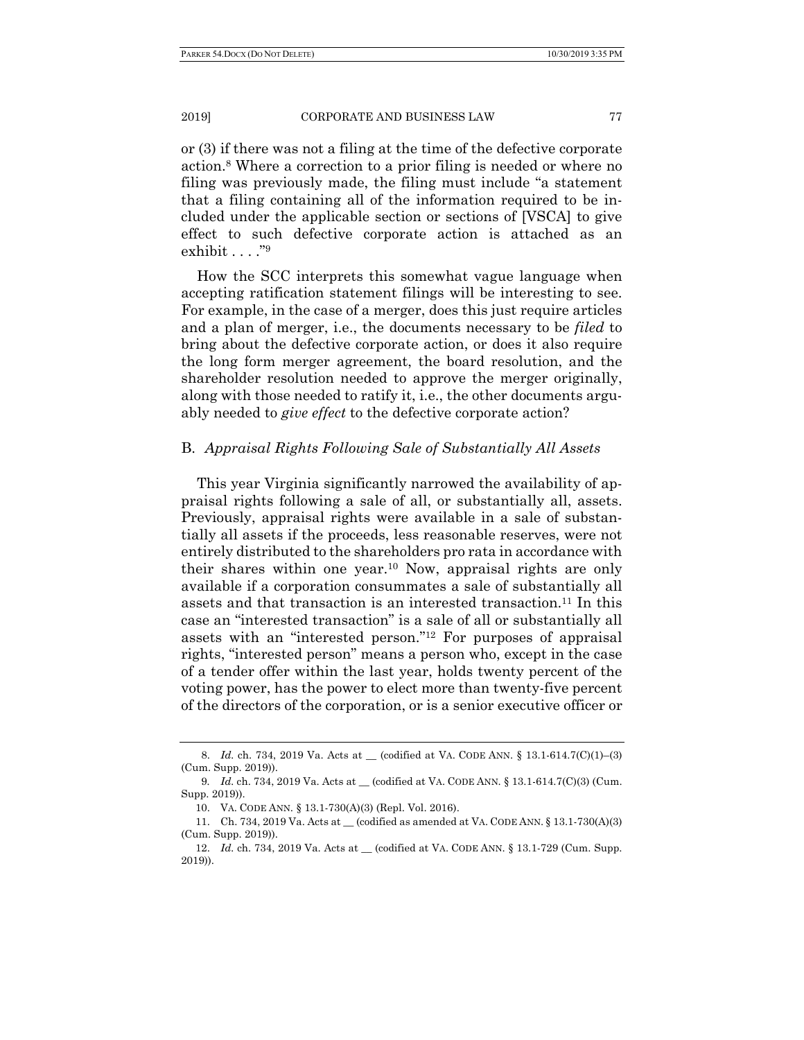or (3) if there was not a filing at the time of the defective corporate action.[8] Where a correction to a prior filing is needed or where no filing was previously made, the filing must include "a statement that a filing containing all of the information required to be included under the applicable section or sections of [VSCA] to give effect to such defective corporate action is attached as an exhibit . . . ."[9]

How the SCC interprets this somewhat vague language when accepting ratification statement filings will be interesting to see. For example, in the case of a merger, does this just require articles and a plan of merger, i.e., the documents necessary to be *filed* to bring about the defective corporate action, or does it also require the long form merger agreement, the board resolution, and the shareholder resolution needed to approve the merger originally, along with those needed to ratify it, i.e., the other documents arguably needed to *give effect* to the defective corporate action?

### B. *Appraisal Rights Following Sale of Substantially All Assets*

This year Virginia significantly narrowed the availability of appraisal rights following a sale of all, or substantially all, assets. Previously, appraisal rights were available in a sale of substantially all assets if the proceeds, less reasonable reserves, were not entirely distributed to the shareholders pro rata in accordance with their shares within one year.[10] Now, appraisal rights are only available if a corporation consummates a sale of substantially all assets and that transaction is an interested transaction.[11] In this case an "interested transaction" is a sale of all or substantially all assets with an "interested person."[12] For purposes of appraisal rights, "interested person" means a person who, except in the case of a tender offer within the last year, holds twenty percent of the voting power, has the power to elect more than twenty-five percent of the directors of the corporation, or is a senior executive officer or

---

8. *Id.* ch. 734, 2019 Va. Acts at __ (codified at VA. CODE ANN. § 13.1-614.7(C)(1)–(3) (Cum. Supp. 2019)).

9. *Id.* ch. 734, 2019 Va. Acts at __ (codified at VA. CODE ANN. § 13.1-614.7(C)(3) (Cum. Supp. 2019)).

10. VA. CODE ANN. § 13.1-730(A)(3) (Repl. Vol. 2016).

11. Ch. 734, 2019 Va. Acts at __ (codified as amended at VA. CODE ANN. § 13.1-730(A)(3) (Cum. Supp. 2019)).

12. *Id.* ch. 734, 2019 Va. Acts at __ (codified at VA. CODE ANN. § 13.1-729 (Cum. Supp. 2019)).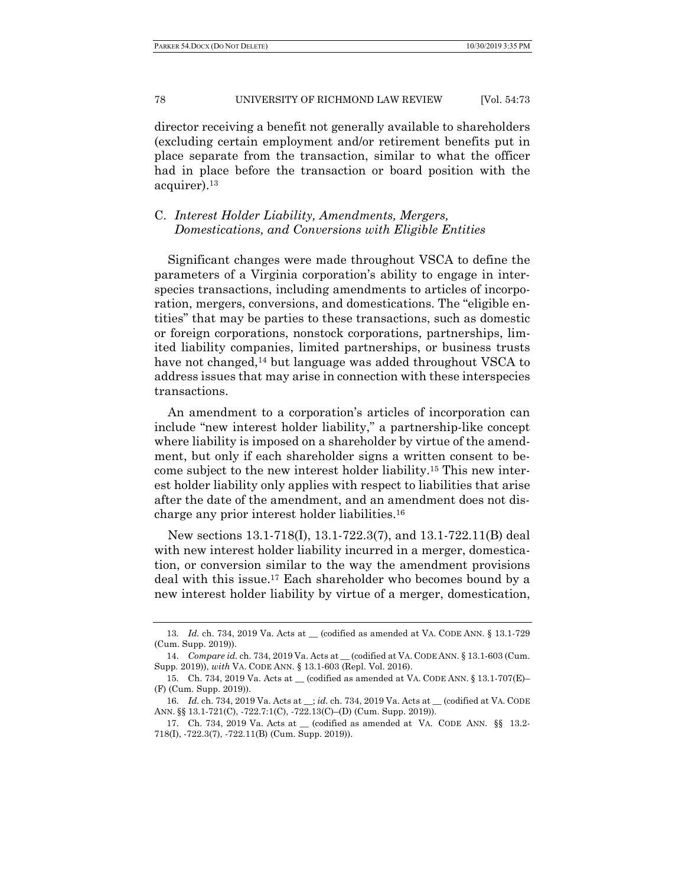director receiving a benefit not generally available to shareholders (excluding certain employment and/or retirement benefits put in place separate from the transaction, similar to what the officer had in place before the transaction or board position with the acquirer).[13]

### C. *Interest Holder Liability, Amendments, Mergers, Domestications, and Conversions with Eligible Entities*

Significant changes were made throughout VSCA to define the parameters of a Virginia corporation's ability to engage in interspecies transactions, including amendments to articles of incorporation, mergers, conversions, and domestications. The "eligible entities" that may be parties to these transactions, such as domestic or foreign corporations, nonstock corporations, partnerships, limited liability companies, limited partnerships, or business trusts have not changed,[14] but language was added throughout VSCA to address issues that may arise in connection with these interspecies transactions.

An amendment to a corporation's articles of incorporation can include "new interest holder liability," a partnership-like concept where liability is imposed on a shareholder by virtue of the amendment, but only if each shareholder signs a written consent to become subject to the new interest holder liability.[15] This new interest holder liability only applies with respect to liabilities that arise after the date of the amendment, and an amendment does not discharge any prior interest holder liabilities.[16]

New sections 13.1-718(I), 13.1-722.3(7), and 13.1-722.11(B) deal with new interest holder liability incurred in a merger, domestication, or conversion similar to the way the amendment provisions deal with this issue.[17] Each shareholder who becomes bound by a new interest holder liability by virtue of a merger, domestication,

---

13. *Id.* ch. 734, 2019 Va. Acts at __ (codified as amended at VA. CODE ANN. § 13.1-729 (Cum. Supp. 2019)).

14. *Compare id.* ch. 734, 2019 Va. Acts at __ (codified at VA. CODE ANN. § 13.1-603 (Cum. Supp. 2019)), *with* VA. CODE ANN. § 13.1-603 (Repl. Vol. 2016).

15. Ch. 734, 2019 Va. Acts at __ (codified as amended at VA. CODE ANN. § 13.1-707(E)–(F) (Cum. Supp. 2019)).

16. *Id.* ch. 734, 2019 Va. Acts at __; *id.* ch. 734, 2019 Va. Acts at __ (codified at VA. CODE ANN. §§ 13.1-721(C), -722.7:1(C), -722.13(C)–(D) (Cum. Supp. 2019)).

17. Ch. 734, 2019 Va. Acts at __ (codified as amended at VA. CODE ANN. §§ 13.2-718(I), -722.3(7), -722.11(B) (Cum. Supp. 2019)).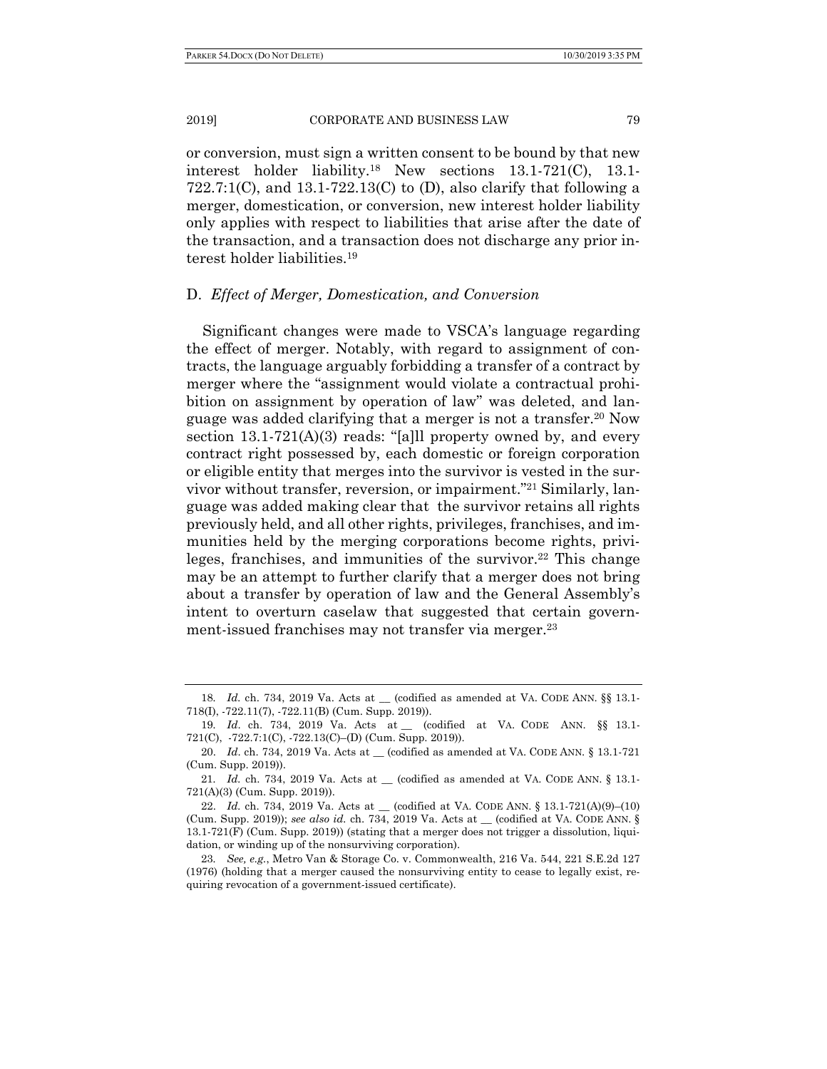or conversion, must sign a written consent to be bound by that new interest holder liability.[18] New sections 13.1-721(C), 13.1-722.7:1(C), and 13.1-722.13(C) to (D), also clarify that following a merger, domestication, or conversion, new interest holder liability only applies with respect to liabilities that arise after the date of the transaction, and a transaction does not discharge any prior interest holder liabilities.[19]

### D. *Effect of Merger, Domestication, and Conversion*

Significant changes were made to VSCA's language regarding the effect of merger. Notably, with regard to assignment of contracts, the language arguably forbidding a transfer of a contract by merger where the "assignment would violate a contractual prohibition on assignment by operation of law" was deleted, and language was added clarifying that a merger is not a transfer.[20] Now section 13.1-721(A)(3) reads: "[a]ll property owned by, and every contract right possessed by, each domestic or foreign corporation or eligible entity that merges into the survivor is vested in the survivor without transfer, reversion, or impairment."[21] Similarly, language was added making clear that the survivor retains all rights previously held, and all other rights, privileges, franchises, and immunities held by the merging corporations become rights, privileges, franchises, and immunities of the survivor.[22] This change may be an attempt to further clarify that a merger does not bring about a transfer by operation of law and the General Assembly's intent to overturn caselaw that suggested that certain government-issued franchises may not transfer via merger.[23]

---

18. *Id.* ch. 734, 2019 Va. Acts at __ (codified as amended at VA. CODE ANN. §§ 13.1-718(I), -722.11(7), -722.11(B) (Cum. Supp. 2019)).

19. *Id.* ch. 734, 2019 Va. Acts at __ (codified at VA. CODE ANN. §§ 13.1-721(C), -722.7:1(C), -722.13(C)–(D) (Cum. Supp. 2019)).

20. *Id.* ch. 734, 2019 Va. Acts at __ (codified as amended at VA. CODE ANN. § 13.1-721 (Cum. Supp. 2019)).

21. *Id.* ch. 734, 2019 Va. Acts at __ (codified as amended at VA. CODE ANN. § 13.1-721(A)(3) (Cum. Supp. 2019)).

22. *Id.* ch. 734, 2019 Va. Acts at __ (codified at VA. CODE ANN. § 13.1-721(A)(9)–(10) (Cum. Supp. 2019)); *see also id.* ch. 734, 2019 Va. Acts at __ (codified at VA. CODE ANN. § 13.1-721(F) (Cum. Supp. 2019)) (stating that a merger does not trigger a dissolution, liquidation, or winding up of the nonsurviving corporation).

23. *See, e.g.*, Metro Van & Storage Co. v. Commonwealth, 216 Va. 544, 221 S.E.2d 127 (1976) (holding that a merger caused the nonsurviving entity to cease to legally exist, requiring revocation of a government-issued certificate).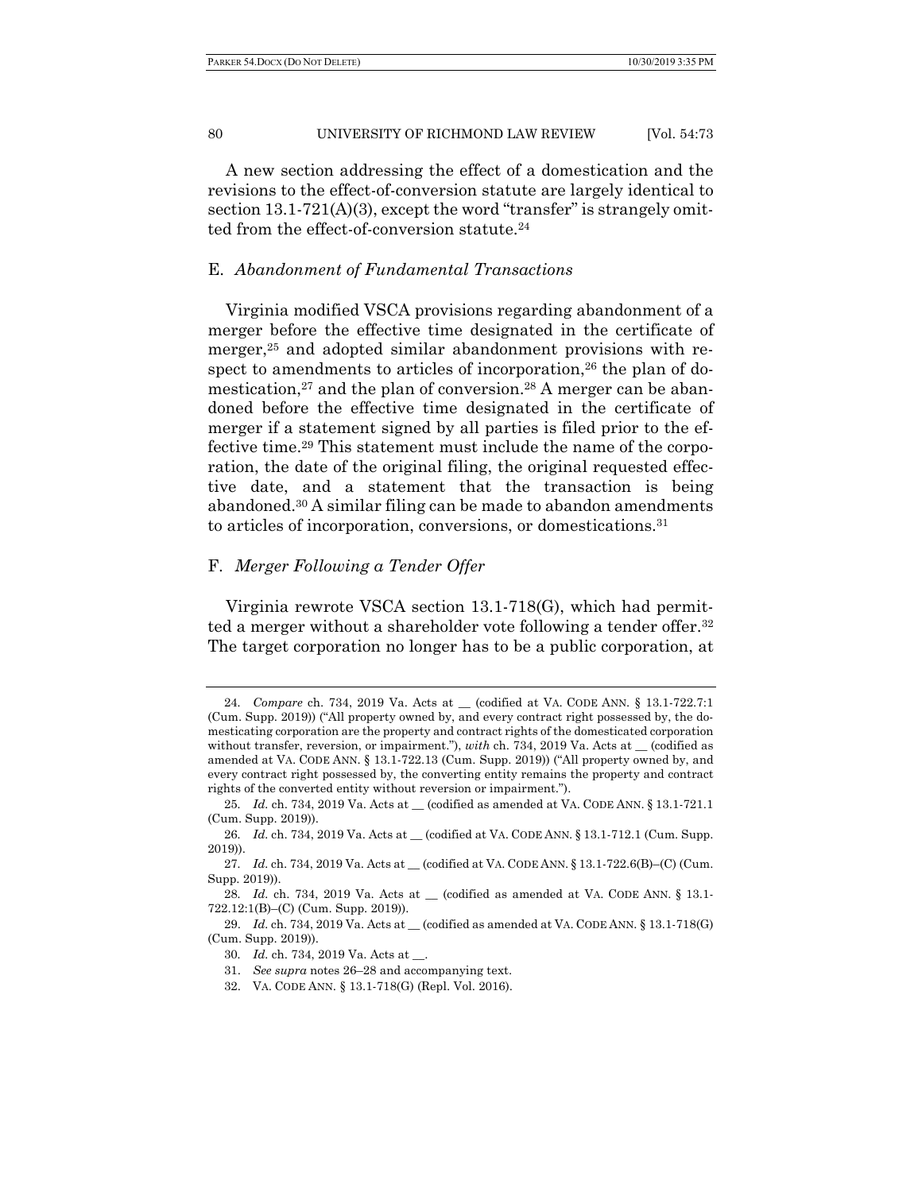A new section addressing the effect of a domestication and the revisions to the effect-of-conversion statute are largely identical to section 13.1-721(A)(3), except the word "transfer" is strangely omitted from the effect-of-conversion statute.[24]

## E. *Abandonment of Fundamental Transactions*

Virginia modified VSCA provisions regarding abandonment of a merger before the effective time designated in the certificate of merger,[25] and adopted similar abandonment provisions with respect to amendments to articles of incorporation,[26] the plan of domestication,[27] and the plan of conversion.[28] A merger can be abandoned before the effective time designated in the certificate of merger if a statement signed by all parties is filed prior to the effective time.[29] This statement must include the name of the corporation, the date of the original filing, the original requested effective date, and a statement that the transaction is being abandoned.[30] A similar filing can be made to abandon amendments to articles of incorporation, conversions, or domestications.[31]

## F. *Merger Following a Tender Offer*

Virginia rewrote VSCA section 13.1-718(G), which had permitted a merger without a shareholder vote following a tender offer.[32] The target corporation no longer has to be a public corporation, at

---

24. *Compare* ch. 734, 2019 Va. Acts at __ (codified at VA. CODE ANN. § 13.1-722.7:1 (Cum. Supp. 2019)) ("All property owned by, and every contract right possessed by, the domesticating corporation are the property and contract rights of the domesticated corporation without transfer, reversion, or impairment."), *with* ch. 734, 2019 Va. Acts at __ (codified as amended at VA. CODE ANN. § 13.1-722.13 (Cum. Supp. 2019)) ("All property owned by, and every contract right possessed by, the converting entity remains the property and contract rights of the converted entity without reversion or impairment.").

25. *Id.* ch. 734, 2019 Va. Acts at __ (codified as amended at VA. CODE ANN. § 13.1-721.1 (Cum. Supp. 2019)).

26. *Id.* ch. 734, 2019 Va. Acts at __ (codified at VA. CODE ANN. § 13.1-712.1 (Cum. Supp. 2019)).

27. *Id.* ch. 734, 2019 Va. Acts at __ (codified at VA. CODE ANN. § 13.1-722.6(B)–(C) (Cum. Supp. 2019)).

28. *Id.* ch. 734, 2019 Va. Acts at __ (codified as amended at VA. CODE ANN. § 13.1-722.12:1(B)–(C) (Cum. Supp. 2019)).

29. *Id.* ch. 734, 2019 Va. Acts at __ (codified as amended at VA. CODE ANN. § 13.1-718(G) (Cum. Supp. 2019)).

30. *Id.* ch. 734, 2019 Va. Acts at __.

31. *See supra* notes 26–28 and accompanying text.

32. VA. CODE ANN. § 13.1-718(G) (Repl. Vol. 2016).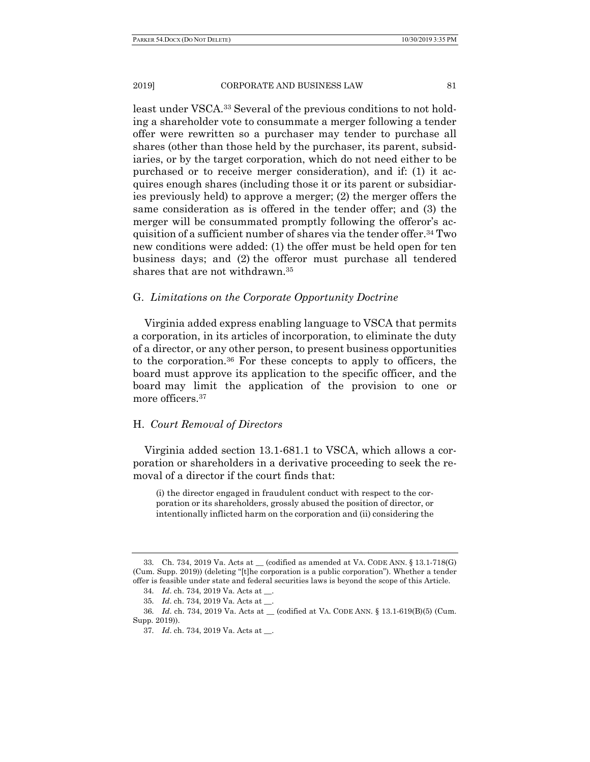least under VSCA.[33] Several of the previous conditions to not holding a shareholder vote to consummate a merger following a tender offer were rewritten so a purchaser may tender to purchase all shares (other than those held by the purchaser, its parent, subsidiaries, or by the target corporation, which do not need either to be purchased or to receive merger consideration), and if: (1) it acquires enough shares (including those it or its parent or subsidiaries previously held) to approve a merger; (2) the merger offers the same consideration as is offered in the tender offer; and (3) the merger will be consummated promptly following the offeror's acquisition of a sufficient number of shares via the tender offer.[34] Two new conditions were added: (1) the offer must be held open for ten business days; and (2) the offeror must purchase all tendered shares that are not withdrawn.[35]

### G. *Limitations on the Corporate Opportunity Doctrine*

Virginia added express enabling language to VSCA that permits a corporation, in its articles of incorporation, to eliminate the duty of a director, or any other person, to present business opportunities to the corporation.[36] For these concepts to apply to officers, the board must approve its application to the specific officer, and the board may limit the application of the provision to one or more officers.[37]

### H. *Court Removal of Directors*

Virginia added section 13.1-681.1 to VSCA, which allows a corporation or shareholders in a derivative proceeding to seek the removal of a director if the court finds that:

> (i) the director engaged in fraudulent conduct with respect to the corporation or its shareholders, grossly abused the position of director, or intentionally inflicted harm on the corporation and (ii) considering the

---

33. Ch. 734, 2019 Va. Acts at __ (codified as amended at VA. CODE ANN. § 13.1-718(G) (Cum. Supp. 2019)) (deleting "[t]he corporation is a public corporation"). Whether a tender offer is feasible under state and federal securities laws is beyond the scope of this Article.

34. *Id*. ch. 734, 2019 Va. Acts at __.

35. *Id*. ch. 734, 2019 Va. Acts at __.

36. *Id*. ch. 734, 2019 Va. Acts at __ (codified at VA. CODE ANN. § 13.1-619(B)(5) (Cum. Supp. 2019)).

37. *Id*. ch. 734, 2019 Va. Acts at __.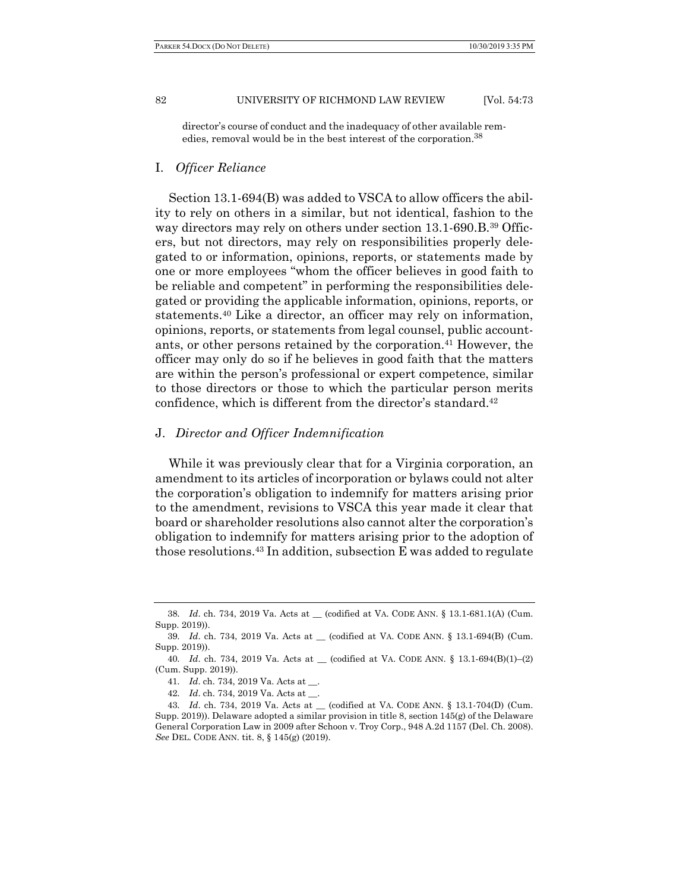director's course of conduct and the inadequacy of other available remedies, removal would be in the best interest of the corporation.[38]

### I. *Officer Reliance*

Section 13.1-694(B) was added to VSCA to allow officers the ability to rely on others in a similar, but not identical, fashion to the way directors may rely on others under section 13.1-690.B.[39] Officers, but not directors, may rely on responsibilities properly delegated to or information, opinions, reports, or statements made by one or more employees "whom the officer believes in good faith to be reliable and competent" in performing the responsibilities delegated or providing the applicable information, opinions, reports, or statements.[40] Like a director, an officer may rely on information, opinions, reports, or statements from legal counsel, public accountants, or other persons retained by the corporation.[41] However, the officer may only do so if he believes in good faith that the matters are within the person's professional or expert competence, similar to those directors or those to which the particular person merits confidence, which is different from the director's standard.[42]

### J. *Director and Officer Indemnification*

While it was previously clear that for a Virginia corporation, an amendment to its articles of incorporation or bylaws could not alter the corporation's obligation to indemnify for matters arising prior to the amendment, revisions to VSCA this year made it clear that board or shareholder resolutions also cannot alter the corporation's obligation to indemnify for matters arising prior to the adoption of those resolutions.[43] In addition, subsection E was added to regulate

---

38. *Id*. ch. 734, 2019 Va. Acts at __ (codified at VA. CODE ANN. § 13.1-681.1(A) (Cum. Supp. 2019)).

39. *Id*. ch. 734, 2019 Va. Acts at __ (codified at VA. CODE ANN. § 13.1-694(B) (Cum. Supp. 2019)).

40. *Id*. ch. 734, 2019 Va. Acts at __ (codified at VA. CODE ANN. § 13.1-694(B)(1)–(2) (Cum. Supp. 2019)).

41. *Id*. ch. 734, 2019 Va. Acts at __.

42. *Id*. ch. 734, 2019 Va. Acts at __.

43. *Id*. ch. 734, 2019 Va. Acts at __ (codified at VA. CODE ANN. § 13.1-704(D) (Cum. Supp. 2019)). Delaware adopted a similar provision in title 8, section 145(g) of the Delaware General Corporation Law in 2009 after Schoon v. Troy Corp., 948 A.2d 1157 (Del. Ch. 2008). *See* DEL. CODE ANN. tit. 8, § 145(g) (2019).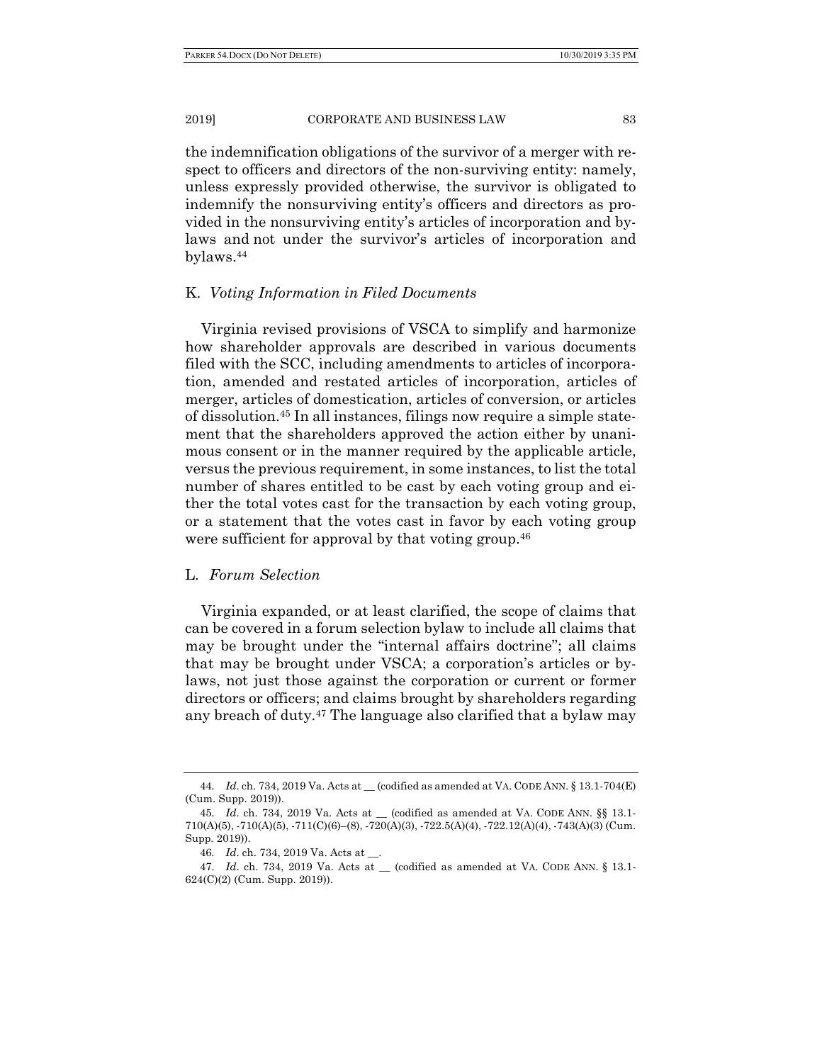the indemnification obligations of the survivor of a merger with respect to officers and directors of the non-surviving entity: namely, unless expressly provided otherwise, the survivor is obligated to indemnify the nonsurviving entity's officers and directors as provided in the nonsurviving entity's articles of incorporation and bylaws and not under the survivor's articles of incorporation and bylaws.[44]

### K. *Voting Information in Filed Documents*

Virginia revised provisions of VSCA to simplify and harmonize how shareholder approvals are described in various documents filed with the SCC, including amendments to articles of incorporation, amended and restated articles of incorporation, articles of merger, articles of domestication, articles of conversion, or articles of dissolution.[45] In all instances, filings now require a simple statement that the shareholders approved the action either by unanimous consent or in the manner required by the applicable article, versus the previous requirement, in some instances, to list the total number of shares entitled to be cast by each voting group and either the total votes cast for the transaction by each voting group, or a statement that the votes cast in favor by each voting group were sufficient for approval by that voting group.[46]

### L. *Forum Selection*

Virginia expanded, or at least clarified, the scope of claims that can be covered in a forum selection bylaw to include all claims that may be brought under the "internal affairs doctrine"; all claims that may be brought under VSCA; a corporation's articles or bylaws, not just those against the corporation or current or former directors or officers; and claims brought by shareholders regarding any breach of duty.[47] The language also clarified that a bylaw may

---

44. *Id*. ch. 734, 2019 Va. Acts at __ (codified as amended at VA. CODE ANN. § 13.1-704(E) (Cum. Supp. 2019)).

45. *Id*. ch. 734, 2019 Va. Acts at __ (codified as amended at VA. CODE ANN. §§ 13.1-710(A)(5), -710(A)(5), -711(C)(6)–(8), -720(A)(3), -722.5(A)(4), -722.12(A)(4), -743(A)(3) (Cum. Supp. 2019)).

46. *Id*. ch. 734, 2019 Va. Acts at __.

47. *Id*. ch. 734, 2019 Va. Acts at __ (codified as amended at VA. CODE ANN. § 13.1-624(C)(2) (Cum. Supp. 2019)).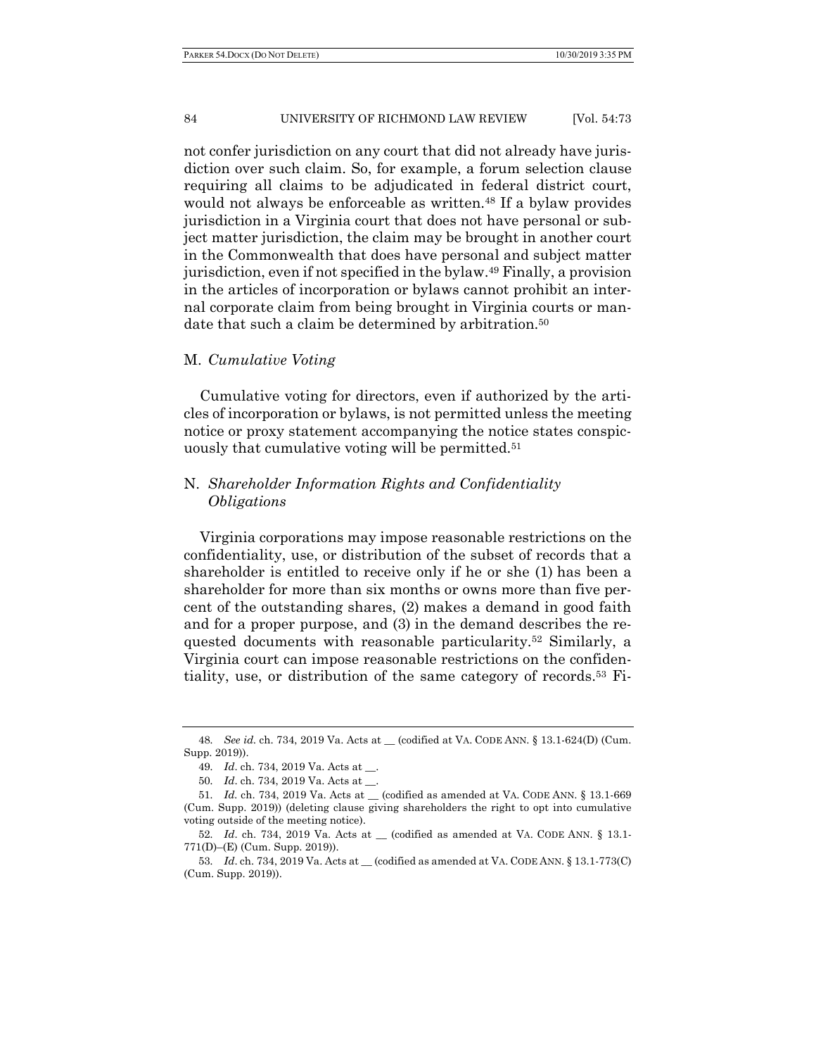not confer jurisdiction on any court that did not already have jurisdiction over such claim. So, for example, a forum selection clause requiring all claims to be adjudicated in federal district court, would not always be enforceable as written.[48] If a bylaw provides jurisdiction in a Virginia court that does not have personal or subject matter jurisdiction, the claim may be brought in another court in the Commonwealth that does have personal and subject matter jurisdiction, even if not specified in the bylaw.[49] Finally, a provision in the articles of incorporation or bylaws cannot prohibit an internal corporate claim from being brought in Virginia courts or mandate that such a claim be determined by arbitration.[50]

### M. *Cumulative Voting*

Cumulative voting for directors, even if authorized by the articles of incorporation or bylaws, is not permitted unless the meeting notice or proxy statement accompanying the notice states conspicuously that cumulative voting will be permitted.[51]

### N. *Shareholder Information Rights and Confidentiality Obligations*

Virginia corporations may impose reasonable restrictions on the confidentiality, use, or distribution of the subset of records that a shareholder is entitled to receive only if he or she (1) has been a shareholder for more than six months or owns more than five percent of the outstanding shares, (2) makes a demand in good faith and for a proper purpose, and (3) in the demand describes the requested documents with reasonable particularity.[52] Similarly, a Virginia court can impose reasonable restrictions on the confidentiality, use, or distribution of the same category of records.[53] Fi-

48. *See id.* ch. 734, 2019 Va. Acts at __ (codified at VA. CODE ANN. § 13.1-624(D) (Cum. Supp. 2019)).

49. *Id.* ch. 734, 2019 Va. Acts at __.

50. *Id.* ch. 734, 2019 Va. Acts at __.

51. *Id.* ch. 734, 2019 Va. Acts at __ (codified as amended at VA. CODE ANN. § 13.1-669 (Cum. Supp. 2019)) (deleting clause giving shareholders the right to opt into cumulative voting outside of the meeting notice).

52. *Id.* ch. 734, 2019 Va. Acts at __ (codified as amended at VA. CODE ANN. § 13.1-771(D)–(E) (Cum. Supp. 2019)).

53. *Id.* ch. 734, 2019 Va. Acts at __ (codified as amended at VA. CODE ANN. § 13.1-773(C) (Cum. Supp. 2019)).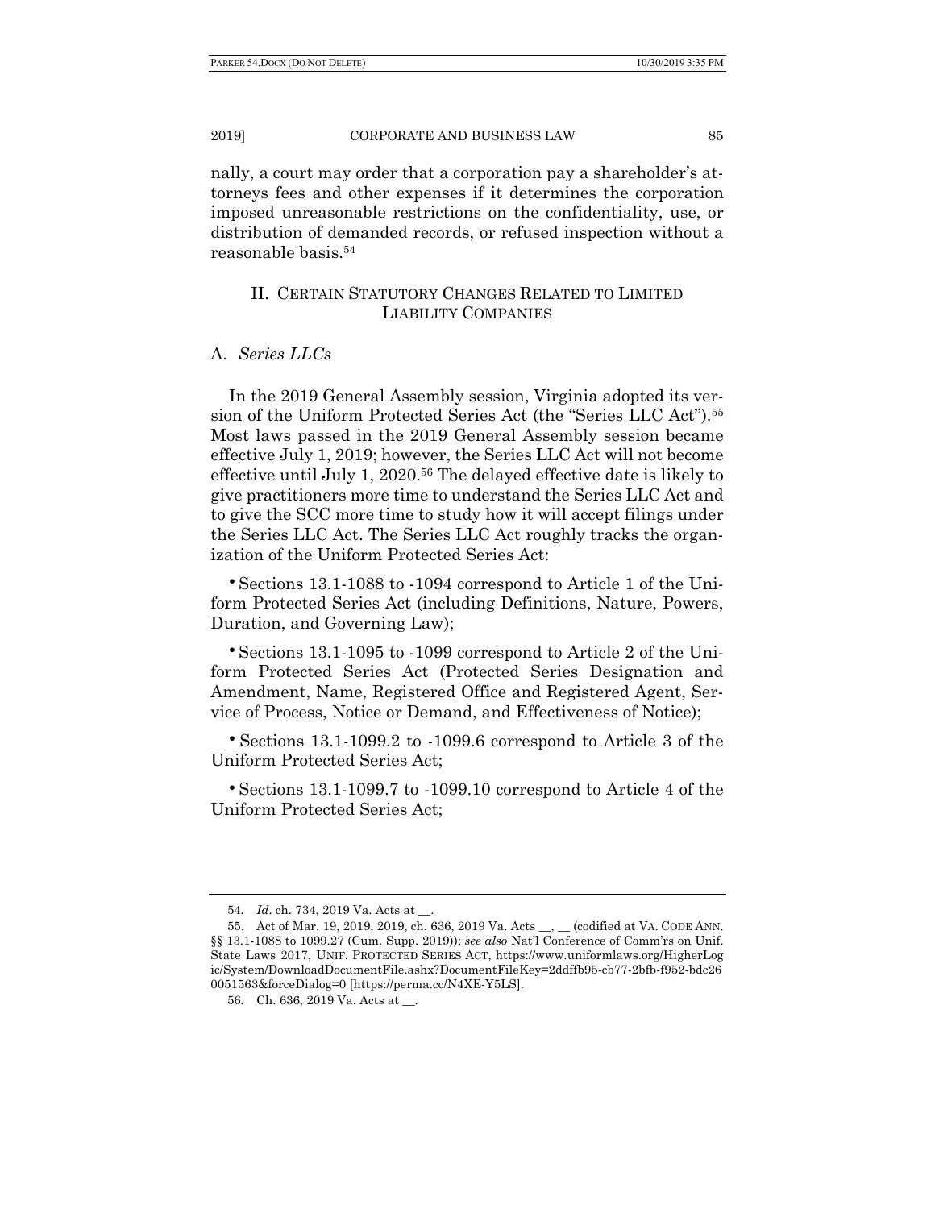nally, a court may order that a corporation pay a shareholder's attorneys fees and other expenses if it determines the corporation imposed unreasonable restrictions on the confidentiality, use, or distribution of demanded records, or refused inspection without a reasonable basis.[54]

## II. CERTAIN STATUTORY CHANGES RELATED TO LIMITED LIABILITY COMPANIES

### A. *Series LLCs*

In the 2019 General Assembly session, Virginia adopted its version of the Uniform Protected Series Act (the "Series LLC Act").[55] Most laws passed in the 2019 General Assembly session became effective July 1, 2019; however, the Series LLC Act will not become effective until July 1, 2020.[56] The delayed effective date is likely to give practitioners more time to understand the Series LLC Act and to give the SCC more time to study how it will accept filings under the Series LLC Act. The Series LLC Act roughly tracks the organization of the Uniform Protected Series Act:

- Sections 13.1-1088 to -1094 correspond to Article 1 of the Uniform Protected Series Act (including Definitions, Nature, Powers, Duration, and Governing Law);
- Sections 13.1-1095 to -1099 correspond to Article 2 of the Uniform Protected Series Act (Protected Series Designation and Amendment, Name, Registered Office and Registered Agent, Service of Process, Notice or Demand, and Effectiveness of Notice);
- Sections 13.1-1099.2 to -1099.6 correspond to Article 3 of the Uniform Protected Series Act;
- Sections 13.1-1099.7 to -1099.10 correspond to Article 4 of the Uniform Protected Series Act;

---

54. *Id*. ch. 734, 2019 Va. Acts at __.

55. Act of Mar. 19, 2019, 2019, ch. 636, 2019 Va. Acts __, __ (codified at VA. CODE ANN. §§ 13.1-1088 to 1099.27 (Cum. Supp. 2019)); *see also* Nat'l Conference of Comm'rs on Unif. State Laws 2017, UNIF. PROTECTED SERIES ACT, https://www.uniformlaws.org/HigherLogic/System/DownloadDocumentFile.ashx?DocumentFileKey=2ddffb95-cb77-2bfb-f952-bdc260051563&forceDialog=0 [https://perma.cc/N4XE-Y5LS].

56. Ch. 636, 2019 Va. Acts at __.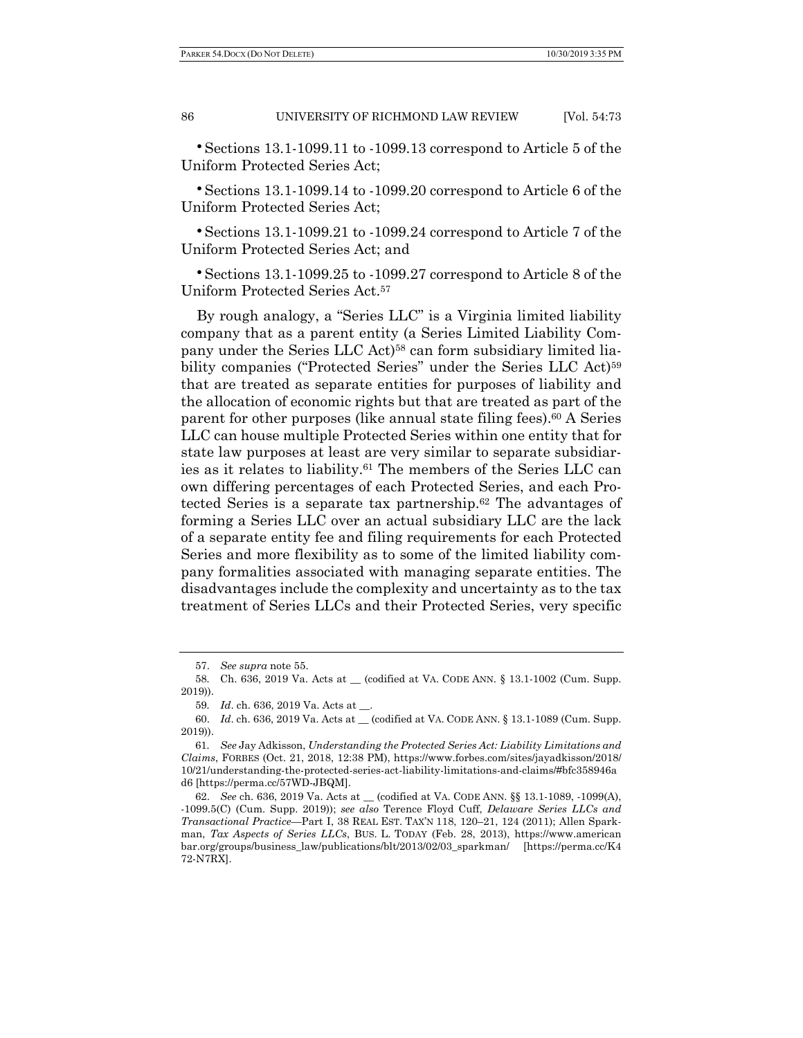- Sections 13.1-1099.11 to -1099.13 correspond to Article 5 of the Uniform Protected Series Act;

- Sections 13.1-1099.14 to -1099.20 correspond to Article 6 of the Uniform Protected Series Act;

- Sections 13.1-1099.21 to -1099.24 correspond to Article 7 of the Uniform Protected Series Act; and

- Sections 13.1-1099.25 to -1099.27 correspond to Article 8 of the Uniform Protected Series Act.[57]

By rough analogy, a "Series LLC" is a Virginia limited liability company that as a parent entity (a Series Limited Liability Company under the Series LLC Act)[58] can form subsidiary limited liability companies ("Protected Series" under the Series LLC Act)[59] that are treated as separate entities for purposes of liability and the allocation of economic rights but that are treated as part of the parent for other purposes (like annual state filing fees).[60] A Series LLC can house multiple Protected Series within one entity that for state law purposes at least are very similar to separate subsidiaries as it relates to liability.[61] The members of the Series LLC can own differing percentages of each Protected Series, and each Protected Series is a separate tax partnership.[62] The advantages of forming a Series LLC over an actual subsidiary LLC are the lack of a separate entity fee and filing requirements for each Protected Series and more flexibility as to some of the limited liability company formalities associated with managing separate entities. The disadvantages include the complexity and uncertainty as to the tax treatment of Series LLCs and their Protected Series, very specific

---

57. *See supra* note 55.

58. Ch. 636, 2019 Va. Acts at __ (codified at VA. CODE ANN. § 13.1-1002 (Cum. Supp. 2019)).

59. *Id*. ch. 636, 2019 Va. Acts at __.

60. *Id*. ch. 636, 2019 Va. Acts at __ (codified at VA. CODE ANN. § 13.1-1089 (Cum. Supp. 2019)).

61. *See* Jay Adkisson, *Understanding the Protected Series Act: Liability Limitations and Claims*, FORBES (Oct. 21, 2018, 12:38 PM), https://www.forbes.com/sites/jayadkisson/2018/10/21/understanding-the-protected-series-act-liability-limitations-and-claims/#bfc358946ad6 [https://perma.cc/57WD-JBQM].

62. *See* ch. 636, 2019 Va. Acts at __ (codified at VA. CODE ANN. §§ 13.1-1089, -1099(A), -1099.5(C) (Cum. Supp. 2019)); *see also* Terence Floyd Cuff, *Delaware Series LLCs and Transactional Practice*—Part I, 38 REAL EST. TAX'N 118, 120–21, 124 (2011); Allen Sparkman, *Tax Aspects of Series LLCs*, BUS. L. TODAY (Feb. 28, 2013), https://www.americanbar.org/groups/business_law/publications/blt/2013/02/03_sparkman/ [https://perma.cc/K472-N7RX].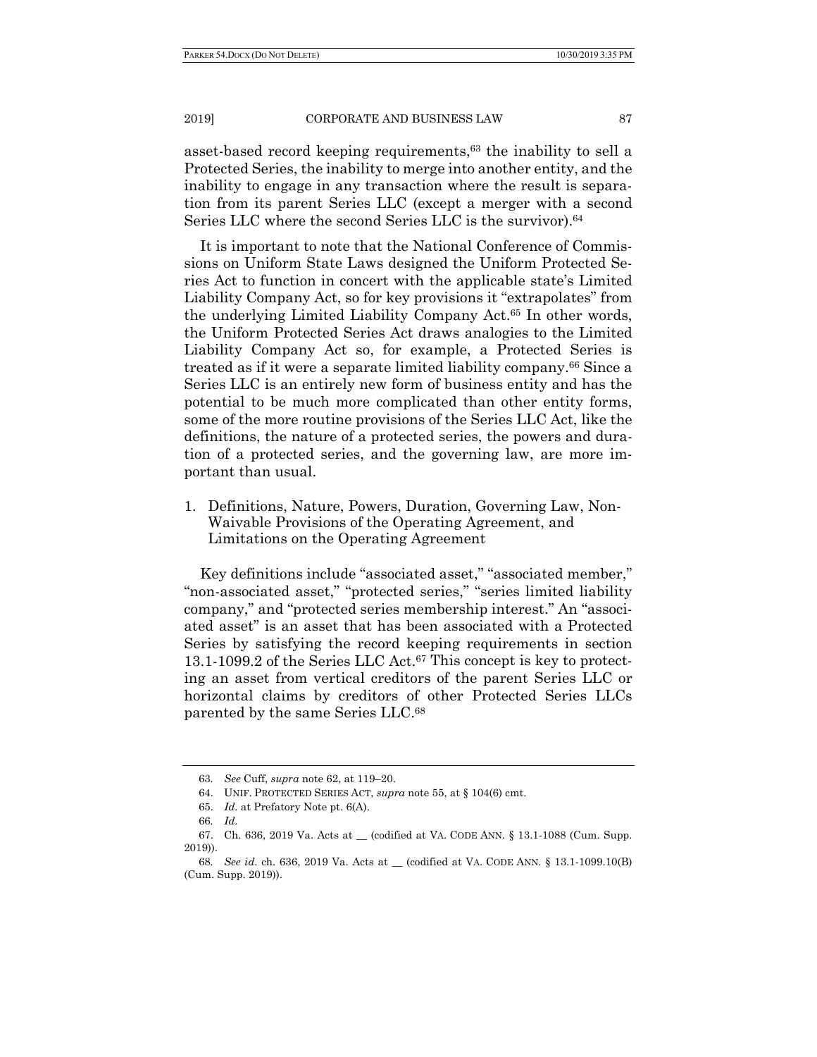asset-based record keeping requirements,[63] the inability to sell a Protected Series, the inability to merge into another entity, and the inability to engage in any transaction where the result is separation from its parent Series LLC (except a merger with a second Series LLC where the second Series LLC is the survivor).[64]

It is important to note that the National Conference of Commissions on Uniform State Laws designed the Uniform Protected Series Act to function in concert with the applicable state's Limited Liability Company Act, so for key provisions it "extrapolates" from the underlying Limited Liability Company Act.[65] In other words, the Uniform Protected Series Act draws analogies to the Limited Liability Company Act so, for example, a Protected Series is treated as if it were a separate limited liability company.[66] Since a Series LLC is an entirely new form of business entity and has the potential to be much more complicated than other entity forms, some of the more routine provisions of the Series LLC Act, like the definitions, the nature of a protected series, the powers and duration of a protected series, and the governing law, are more important than usual.

1. Definitions, Nature, Powers, Duration, Governing Law, Non-Waivable Provisions of the Operating Agreement, and Limitations on the Operating Agreement

Key definitions include "associated asset," "associated member," "non-associated asset," "protected series," "series limited liability company," and "protected series membership interest." An "associated asset" is an asset that has been associated with a Protected Series by satisfying the record keeping requirements in section 13.1-1099.2 of the Series LLC Act.[67] This concept is key to protecting an asset from vertical creditors of the parent Series LLC or horizontal claims by creditors of other Protected Series LLCs parented by the same Series LLC.[68]

---

63. *See* Cuff, *supra* note 62, at 119–20.

64. UNIF. PROTECTED SERIES ACT, *supra* note 55, at § 104(6) cmt.

65. *Id.* at Prefatory Note pt. 6(A).

66. *Id.*

67. Ch. 636, 2019 Va. Acts at __ (codified at VA. CODE ANN. § 13.1-1088 (Cum. Supp. 2019)).

68. *See id.* ch. 636, 2019 Va. Acts at __ (codified at VA. CODE ANN. § 13.1-1099.10(B) (Cum. Supp. 2019)).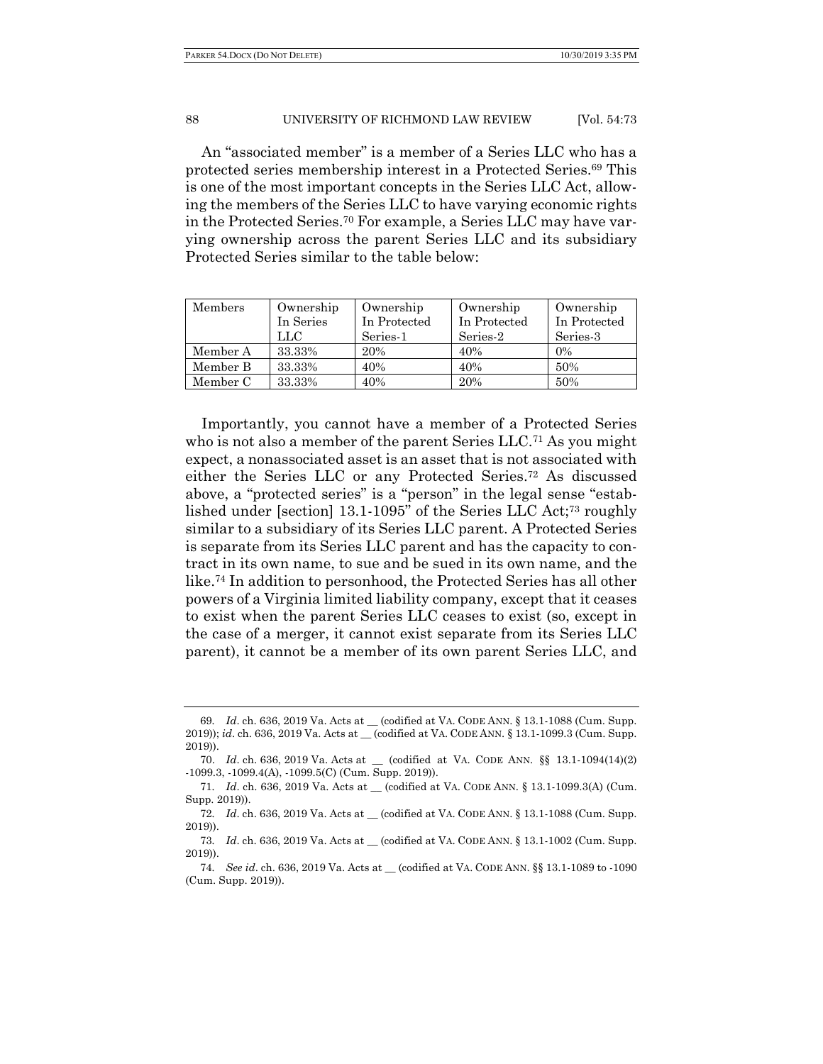An "associated member" is a member of a Series LLC who has a protected series membership interest in a Protected Series.[69] This is one of the most important concepts in the Series LLC Act, allowing the members of the Series LLC to have varying economic rights in the Protected Series.[70] For example, a Series LLC may have varying ownership across the parent Series LLC and its subsidiary Protected Series similar to the table below:

| Members | Ownership In Series LLC | Ownership In Protected Series-1 | Ownership In Protected Series-2 | Ownership In Protected Series-3 |
| --- | --- | --- | --- | --- |
| Member A | 33.33% | 20% | 40% | 0% |
| Member B | 33.33% | 40% | 40% | 50% |
| Member C | 33.33% | 40% | 20% | 50% |

Importantly, you cannot have a member of a Protected Series who is not also a member of the parent Series LLC.[71] As you might expect, a nonassociated asset is an asset that is not associated with either the Series LLC or any Protected Series.[72] As discussed above, a "protected series" is a "person" in the legal sense "established under [section] 13.1-1095" of the Series LLC Act;[73] roughly similar to a subsidiary of its Series LLC parent. A Protected Series is separate from its Series LLC parent and has the capacity to contract in its own name, to sue and be sued in its own name, and the like.[74] In addition to personhood, the Protected Series has all other powers of a Virginia limited liability company, except that it ceases to exist when the parent Series LLC ceases to exist (so, except in the case of a merger, it cannot exist separate from its Series LLC parent), it cannot be a member of its own parent Series LLC, and

---

69. *Id*. ch. 636, 2019 Va. Acts at __ (codified at VA. CODE ANN. § 13.1-1088 (Cum. Supp. 2019)); *id*. ch. 636, 2019 Va. Acts at __ (codified at VA. CODE ANN. § 13.1-1099.3 (Cum. Supp. 2019)).

70. *Id*. ch. 636, 2019 Va. Acts at __ (codified at VA. CODE ANN. §§ 13.1-1094(14)(2) -1099.3, -1099.4(A), -1099.5(C) (Cum. Supp. 2019)).

71. *Id*. ch. 636, 2019 Va. Acts at __ (codified at VA. CODE ANN. § 13.1-1099.3(A) (Cum. Supp. 2019)).

72. *Id*. ch. 636, 2019 Va. Acts at __ (codified at VA. CODE ANN. § 13.1-1088 (Cum. Supp. 2019)).

73. *Id*. ch. 636, 2019 Va. Acts at __ (codified at VA. CODE ANN. § 13.1-1002 (Cum. Supp. 2019)).

74. *See id*. ch. 636, 2019 Va. Acts at __ (codified at VA. CODE ANN. §§ 13.1-1089 to -1090 (Cum. Supp. 2019)).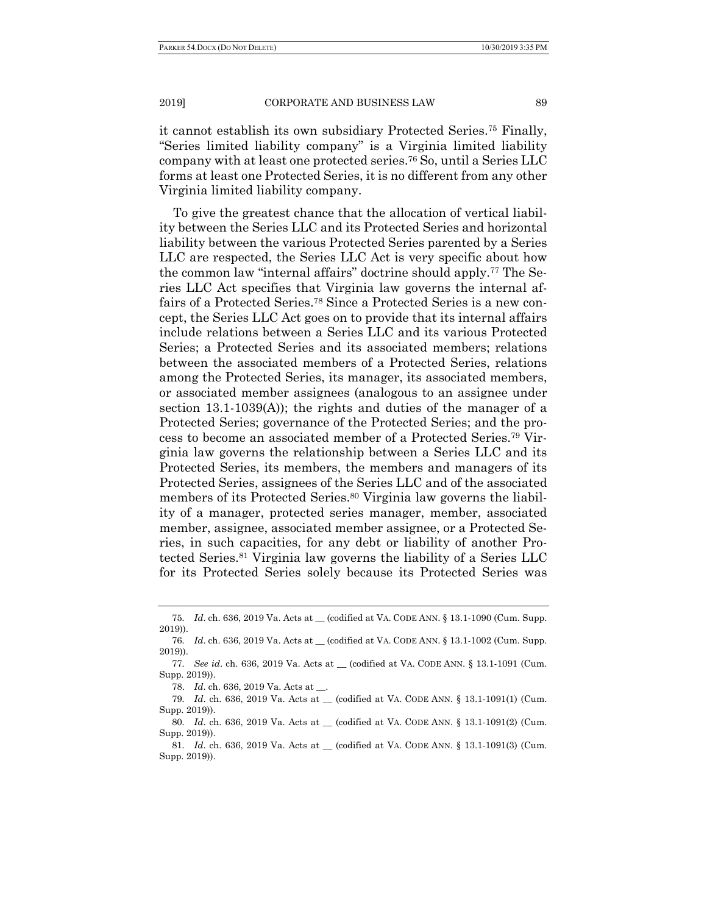it cannot establish its own subsidiary Protected Series.[75] Finally, "Series limited liability company" is a Virginia limited liability company with at least one protected series.[76] So, until a Series LLC forms at least one Protected Series, it is no different from any other Virginia limited liability company.

To give the greatest chance that the allocation of vertical liability between the Series LLC and its Protected Series and horizontal liability between the various Protected Series parented by a Series LLC are respected, the Series LLC Act is very specific about how the common law "internal affairs" doctrine should apply.[77] The Series LLC Act specifies that Virginia law governs the internal affairs of a Protected Series.[78] Since a Protected Series is a new concept, the Series LLC Act goes on to provide that its internal affairs include relations between a Series LLC and its various Protected Series; a Protected Series and its associated members; relations between the associated members of a Protected Series, relations among the Protected Series, its manager, its associated members, or associated member assignees (analogous to an assignee under section 13.1-1039(A)); the rights and duties of the manager of a Protected Series; governance of the Protected Series; and the process to become an associated member of a Protected Series.[79] Virginia law governs the relationship between a Series LLC and its Protected Series, its members, the members and managers of its Protected Series, assignees of the Series LLC and of the associated members of its Protected Series.[80] Virginia law governs the liability of a manager, protected series manager, member, associated member, assignee, associated member assignee, or a Protected Series, in such capacities, for any debt or liability of another Protected Series.[81] Virginia law governs the liability of a Series LLC for its Protected Series solely because its Protected Series was

---

75. *Id*. ch. 636, 2019 Va. Acts at __ (codified at VA. CODE ANN. § 13.1-1090 (Cum. Supp. 2019)).

76. *Id*. ch. 636, 2019 Va. Acts at __ (codified at VA. CODE ANN. § 13.1-1002 (Cum. Supp. 2019)).

77. *See id*. ch. 636, 2019 Va. Acts at __ (codified at VA. CODE ANN. § 13.1-1091 (Cum. Supp. 2019)).

78. *Id*. ch. 636, 2019 Va. Acts at __.

79. *Id*. ch. 636, 2019 Va. Acts at __ (codified at VA. CODE ANN. § 13.1-1091(1) (Cum. Supp. 2019)).

80. *Id*. ch. 636, 2019 Va. Acts at __ (codified at VA. CODE ANN. § 13.1-1091(2) (Cum. Supp. 2019)).

81. *Id*. ch. 636, 2019 Va. Acts at __ (codified at VA. CODE ANN. § 13.1-1091(3) (Cum. Supp. 2019)).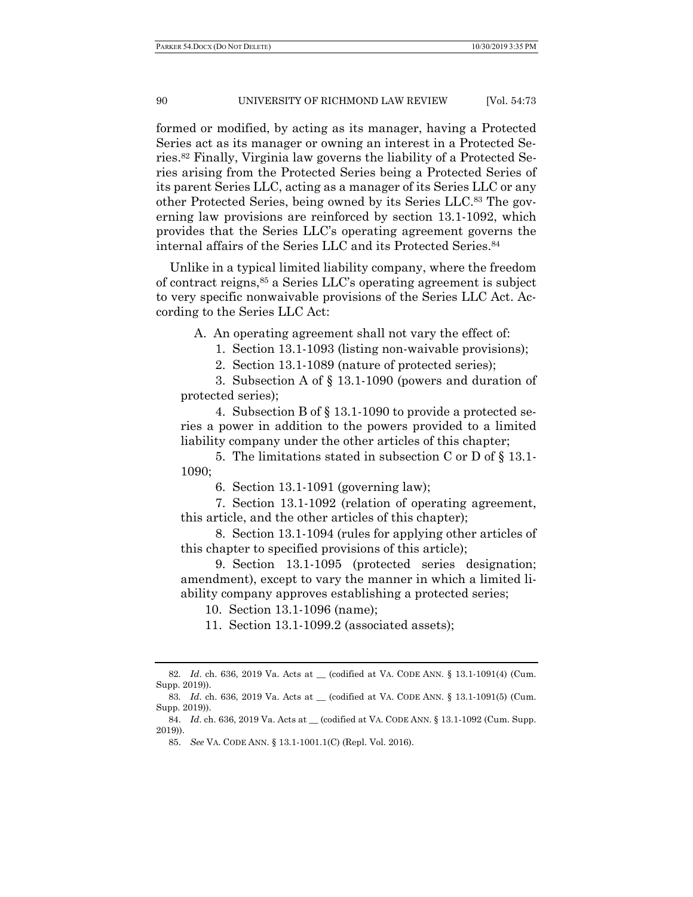formed or modified, by acting as its manager, having a Protected Series act as its manager or owning an interest in a Protected Series.[82] Finally, Virginia law governs the liability of a Protected Series arising from the Protected Series being a Protected Series of its parent Series LLC, acting as a manager of its Series LLC or any other Protected Series, being owned by its Series LLC.[83] The governing law provisions are reinforced by section 13.1-1092, which provides that the Series LLC's operating agreement governs the internal affairs of the Series LLC and its Protected Series.[84]

Unlike in a typical limited liability company, where the freedom of contract reigns,[85] a Series LLC's operating agreement is subject to very specific nonwaivable provisions of the Series LLC Act. According to the Series LLC Act:

> A. An operating agreement shall not vary the effect of:
>
> 1. Section 13.1-1093 (listing non-waivable provisions);
> 2. Section 13.1-1089 (nature of protected series);
> 3. Subsection A of § 13.1-1090 (powers and duration of protected series);
> 4. Subsection B of § 13.1-1090 to provide a protected series a power in addition to the powers provided to a limited liability company under the other articles of this chapter;
> 5. The limitations stated in subsection C or D of § 13.1-1090;
> 6. Section 13.1-1091 (governing law);
> 7. Section 13.1-1092 (relation of operating agreement, this article, and the other articles of this chapter);
> 8. Section 13.1-1094 (rules for applying other articles of this chapter to specified provisions of this article);
> 9. Section 13.1-1095 (protected series designation; amendment), except to vary the manner in which a limited liability company approves establishing a protected series;
> 10. Section 13.1-1096 (name);
> 11. Section 13.1-1099.2 (associated assets);

---

82. *Id*. ch. 636, 2019 Va. Acts at __ (codified at VA. CODE ANN. § 13.1-1091(4) (Cum. Supp. 2019)).

83. *Id*. ch. 636, 2019 Va. Acts at __ (codified at VA. CODE ANN. § 13.1-1091(5) (Cum. Supp. 2019)).

84. *Id*. ch. 636, 2019 Va. Acts at __ (codified at VA. CODE ANN. § 13.1-1092 (Cum. Supp. 2019)).

85. *See* VA. CODE ANN. § 13.1-1001.1(C) (Repl. Vol. 2016).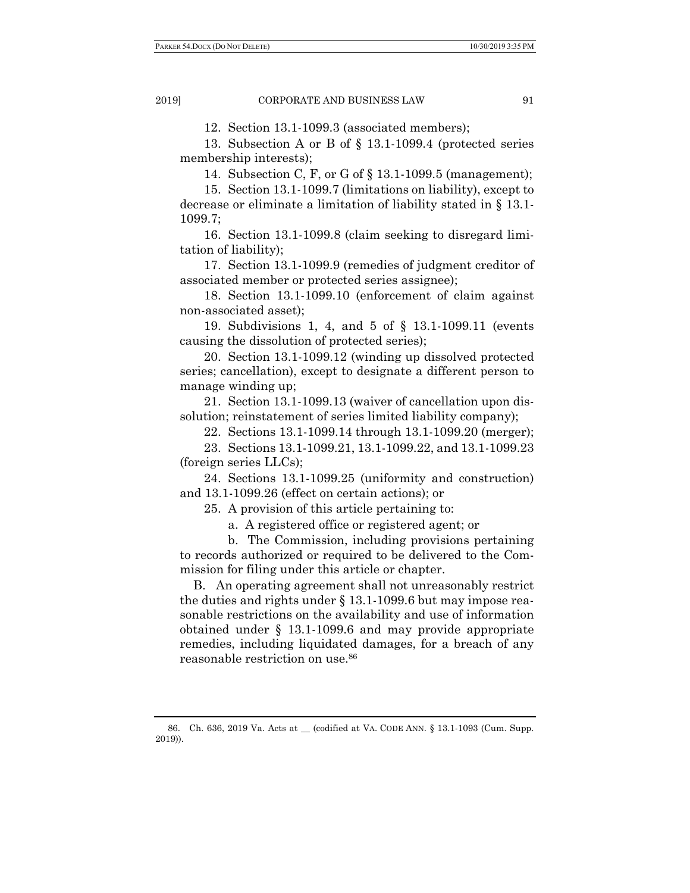12. Section 13.1-1099.3 (associated members);

13. Subsection A or B of § 13.1-1099.4 (protected series membership interests);

14. Subsection C, F, or G of § 13.1-1099.5 (management);

15. Section 13.1-1099.7 (limitations on liability), except to decrease or eliminate a limitation of liability stated in § 13.1-1099.7;

16. Section 13.1-1099.8 (claim seeking to disregard limitation of liability);

17. Section 13.1-1099.9 (remedies of judgment creditor of associated member or protected series assignee);

18. Section 13.1-1099.10 (enforcement of claim against non-associated asset);

19. Subdivisions 1, 4, and 5 of § 13.1-1099.11 (events causing the dissolution of protected series);

20. Section 13.1-1099.12 (winding up dissolved protected series; cancellation), except to designate a different person to manage winding up;

21. Section 13.1-1099.13 (waiver of cancellation upon dissolution; reinstatement of series limited liability company);

22. Sections 13.1-1099.14 through 13.1-1099.20 (merger);

23. Sections 13.1-1099.21, 13.1-1099.22, and 13.1-1099.23 (foreign series LLCs);

24. Sections 13.1-1099.25 (uniformity and construction) and 13.1-1099.26 (effect on certain actions); or

25. A provision of this article pertaining to:

a. A registered office or registered agent; or

b. The Commission, including provisions pertaining to records authorized or required to be delivered to the Commission for filing under this article or chapter.

B. An operating agreement shall not unreasonably restrict the duties and rights under § 13.1-1099.6 but may impose reasonable restrictions on the availability and use of information obtained under § 13.1-1099.6 and may provide appropriate remedies, including liquidated damages, for a breach of any reasonable restriction on use.[86]

---

86. Ch. 636, 2019 Va. Acts at __ (codified at VA. CODE ANN. § 13.1-1093 (Cum. Supp. 2019)).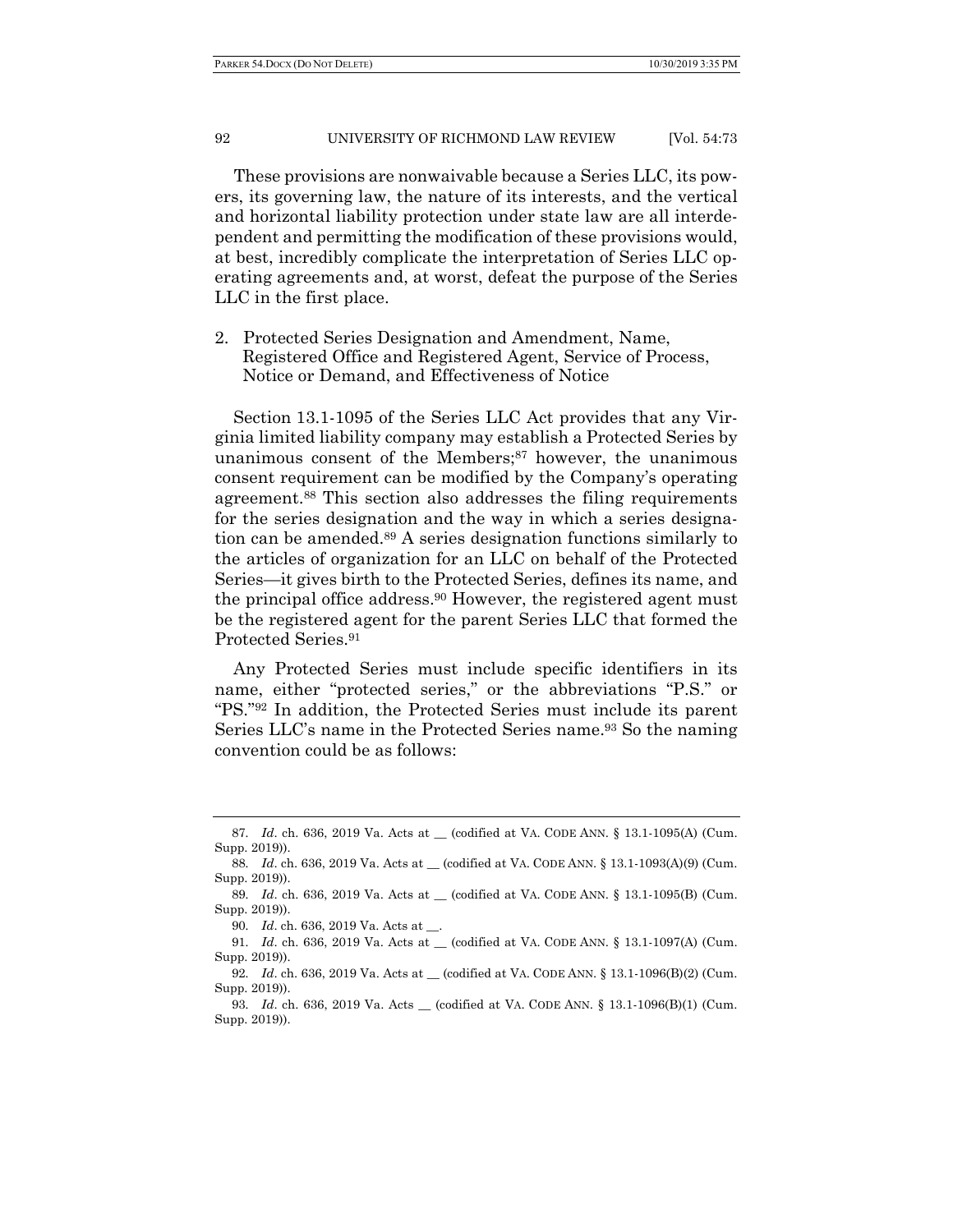These provisions are nonwaivable because a Series LLC, its powers, its governing law, the nature of its interests, and the vertical and horizontal liability protection under state law are all interdependent and permitting the modification of these provisions would, at best, incredibly complicate the interpretation of Series LLC operating agreements and, at worst, defeat the purpose of the Series LLC in the first place.

2. Protected Series Designation and Amendment, Name, Registered Office and Registered Agent, Service of Process, Notice or Demand, and Effectiveness of Notice

Section 13.1-1095 of the Series LLC Act provides that any Virginia limited liability company may establish a Protected Series by unanimous consent of the Members;[87] however, the unanimous consent requirement can be modified by the Company's operating agreement.[88] This section also addresses the filing requirements for the series designation and the way in which a series designation can be amended.[89] A series designation functions similarly to the articles of organization for an LLC on behalf of the Protected Series—it gives birth to the Protected Series, defines its name, and the principal office address.[90] However, the registered agent must be the registered agent for the parent Series LLC that formed the Protected Series.[91]

Any Protected Series must include specific identifiers in its name, either "protected series," or the abbreviations "P.S." or "PS."[92] In addition, the Protected Series must include its parent Series LLC's name in the Protected Series name.[93] So the naming convention could be as follows:

---

87. *Id*. ch. 636, 2019 Va. Acts at __ (codified at VA. CODE ANN. § 13.1-1095(A) (Cum. Supp. 2019)).

88. *Id*. ch. 636, 2019 Va. Acts at __ (codified at VA. CODE ANN. § 13.1-1093(A)(9) (Cum. Supp. 2019)).

89. *Id*. ch. 636, 2019 Va. Acts at __ (codified at VA. CODE ANN. § 13.1-1095(B) (Cum. Supp. 2019)).

90. *Id*. ch. 636, 2019 Va. Acts at __.

91. *Id*. ch. 636, 2019 Va. Acts at __ (codified at VA. CODE ANN. § 13.1-1097(A) (Cum. Supp. 2019)).

92. *Id*. ch. 636, 2019 Va. Acts at __ (codified at VA. CODE ANN. § 13.1-1096(B)(2) (Cum. Supp. 2019)).

93. *Id*. ch. 636, 2019 Va. Acts __ (codified at VA. CODE ANN. § 13.1-1096(B)(1) (Cum. Supp. 2019)).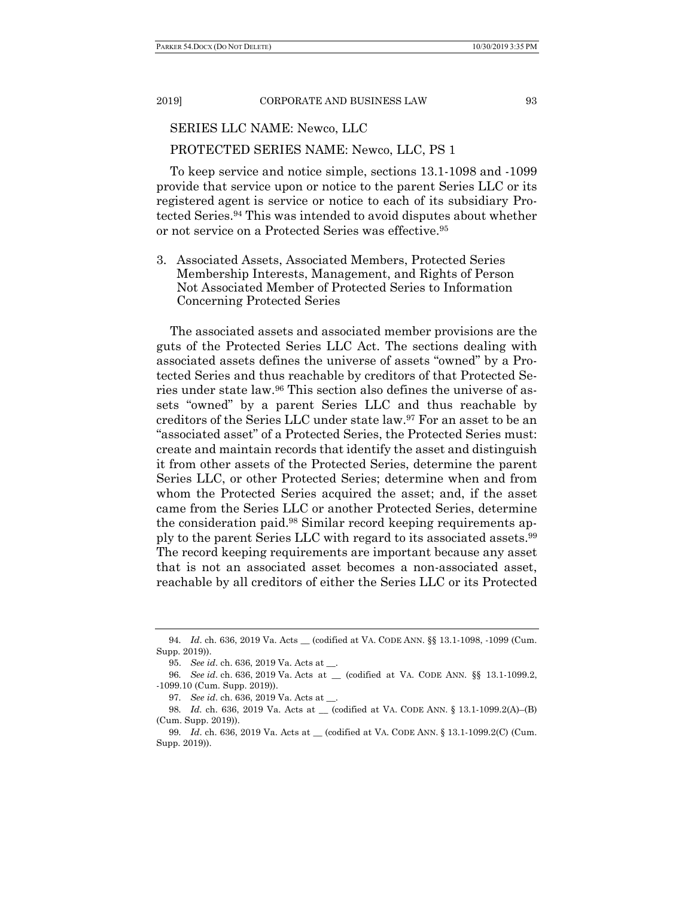SERIES LLC NAME: Newco, LLC

PROTECTED SERIES NAME: Newco, LLC, PS 1

To keep service and notice simple, sections 13.1-1098 and -1099 provide that service upon or notice to the parent Series LLC or its registered agent is service or notice to each of its subsidiary Protected Series.[94] This was intended to avoid disputes about whether or not service on a Protected Series was effective.[95]

3. Associated Assets, Associated Members, Protected Series Membership Interests, Management, and Rights of Person Not Associated Member of Protected Series to Information Concerning Protected Series

The associated assets and associated member provisions are the guts of the Protected Series LLC Act. The sections dealing with associated assets defines the universe of assets "owned" by a Protected Series and thus reachable by creditors of that Protected Series under state law.[96] This section also defines the universe of assets "owned" by a parent Series LLC and thus reachable by creditors of the Series LLC under state law.[97] For an asset to be an "associated asset" of a Protected Series, the Protected Series must: create and maintain records that identify the asset and distinguish it from other assets of the Protected Series, determine the parent Series LLC, or other Protected Series; determine when and from whom the Protected Series acquired the asset; and, if the asset came from the Series LLC or another Protected Series, determine the consideration paid.[98] Similar record keeping requirements apply to the parent Series LLC with regard to its associated assets.[99] The record keeping requirements are important because any asset that is not an associated asset becomes a non-associated asset, reachable by all creditors of either the Series LLC or its Protected

---

94. *Id*. ch. 636, 2019 Va. Acts __ (codified at VA. CODE ANN. §§ 13.1-1098, -1099 (Cum. Supp. 2019)).

95. *See id*. ch. 636, 2019 Va. Acts at __.

96. *See id*. ch. 636, 2019 Va. Acts at __ (codified at VA. CODE ANN. §§ 13.1-1099.2, -1099.10 (Cum. Supp. 2019)).

97. *See id*. ch. 636, 2019 Va. Acts at __.

98. *Id*. ch. 636, 2019 Va. Acts at __ (codified at VA. CODE ANN. § 13.1-1099.2(A)–(B) (Cum. Supp. 2019)).

99. *Id*. ch. 636, 2019 Va. Acts at __ (codified at VA. CODE ANN. § 13.1-1099.2(C) (Cum. Supp. 2019)).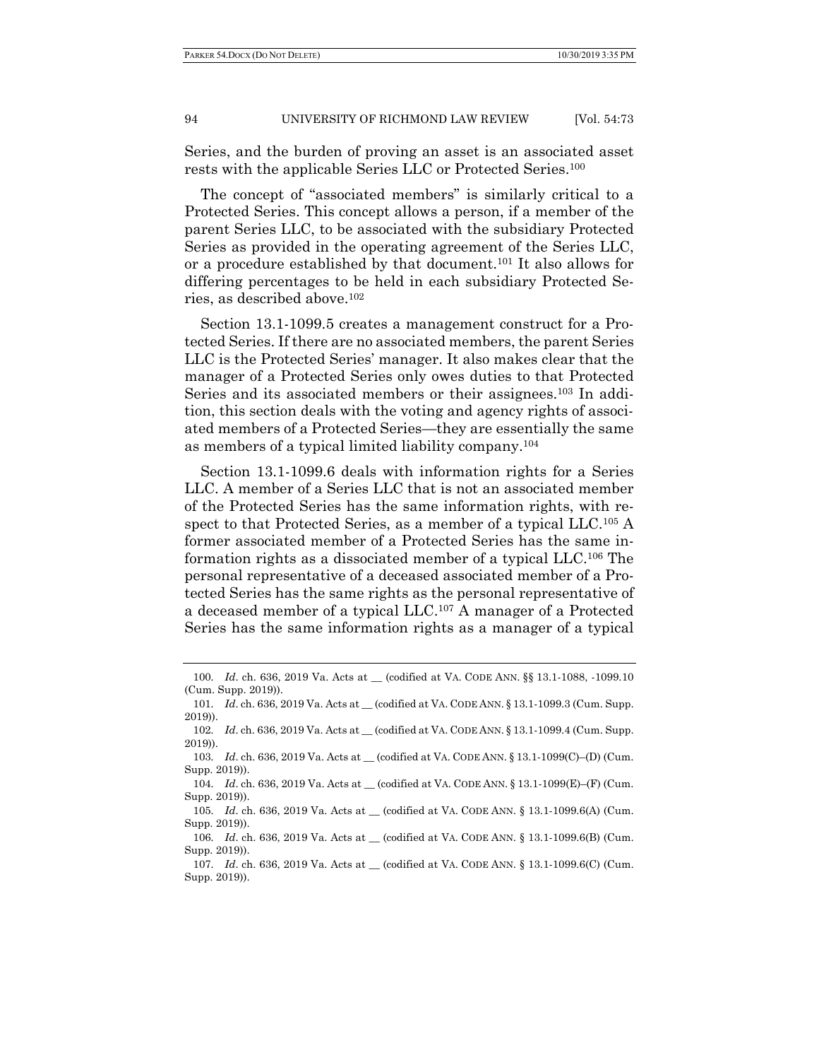Series, and the burden of proving an asset is an associated asset rests with the applicable Series LLC or Protected Series.[100]

The concept of "associated members" is similarly critical to a Protected Series. This concept allows a person, if a member of the parent Series LLC, to be associated with the subsidiary Protected Series as provided in the operating agreement of the Series LLC, or a procedure established by that document.[101] It also allows for differing percentages to be held in each subsidiary Protected Series, as described above.[102]

Section 13.1-1099.5 creates a management construct for a Protected Series. If there are no associated members, the parent Series LLC is the Protected Series' manager. It also makes clear that the manager of a Protected Series only owes duties to that Protected Series and its associated members or their assignees.[103] In addition, this section deals with the voting and agency rights of associated members of a Protected Series—they are essentially the same as members of a typical limited liability company.[104]

Section 13.1-1099.6 deals with information rights for a Series LLC. A member of a Series LLC that is not an associated member of the Protected Series has the same information rights, with respect to that Protected Series, as a member of a typical LLC.[105] A former associated member of a Protected Series has the same information rights as a dissociated member of a typical LLC.[106] The personal representative of a deceased associated member of a Protected Series has the same rights as the personal representative of a deceased member of a typical LLC.[107] A manager of a Protected Series has the same information rights as a manager of a typical

---

100. *Id*. ch. 636, 2019 Va. Acts at __ (codified at VA. CODE ANN. §§ 13.1-1088, -1099.10 (Cum. Supp. 2019)).

101. *Id*. ch. 636, 2019 Va. Acts at __ (codified at VA. CODE ANN. § 13.1-1099.3 (Cum. Supp. 2019)).

102. *Id*. ch. 636, 2019 Va. Acts at __ (codified at VA. CODE ANN. § 13.1-1099.4 (Cum. Supp. 2019)).

103. *Id*. ch. 636, 2019 Va. Acts at __ (codified at VA. CODE ANN. § 13.1-1099(C)–(D) (Cum. Supp. 2019)).

104. *Id*. ch. 636, 2019 Va. Acts at __ (codified at VA. CODE ANN. § 13.1-1099(E)–(F) (Cum. Supp. 2019)).

105. *Id*. ch. 636, 2019 Va. Acts at __ (codified at VA. CODE ANN. § 13.1-1099.6(A) (Cum. Supp. 2019)).

106. *Id*. ch. 636, 2019 Va. Acts at __ (codified at VA. CODE ANN. § 13.1-1099.6(B) (Cum. Supp. 2019)).

107. *Id*. ch. 636, 2019 Va. Acts at __ (codified at VA. CODE ANN. § 13.1-1099.6(C) (Cum. Supp. 2019)).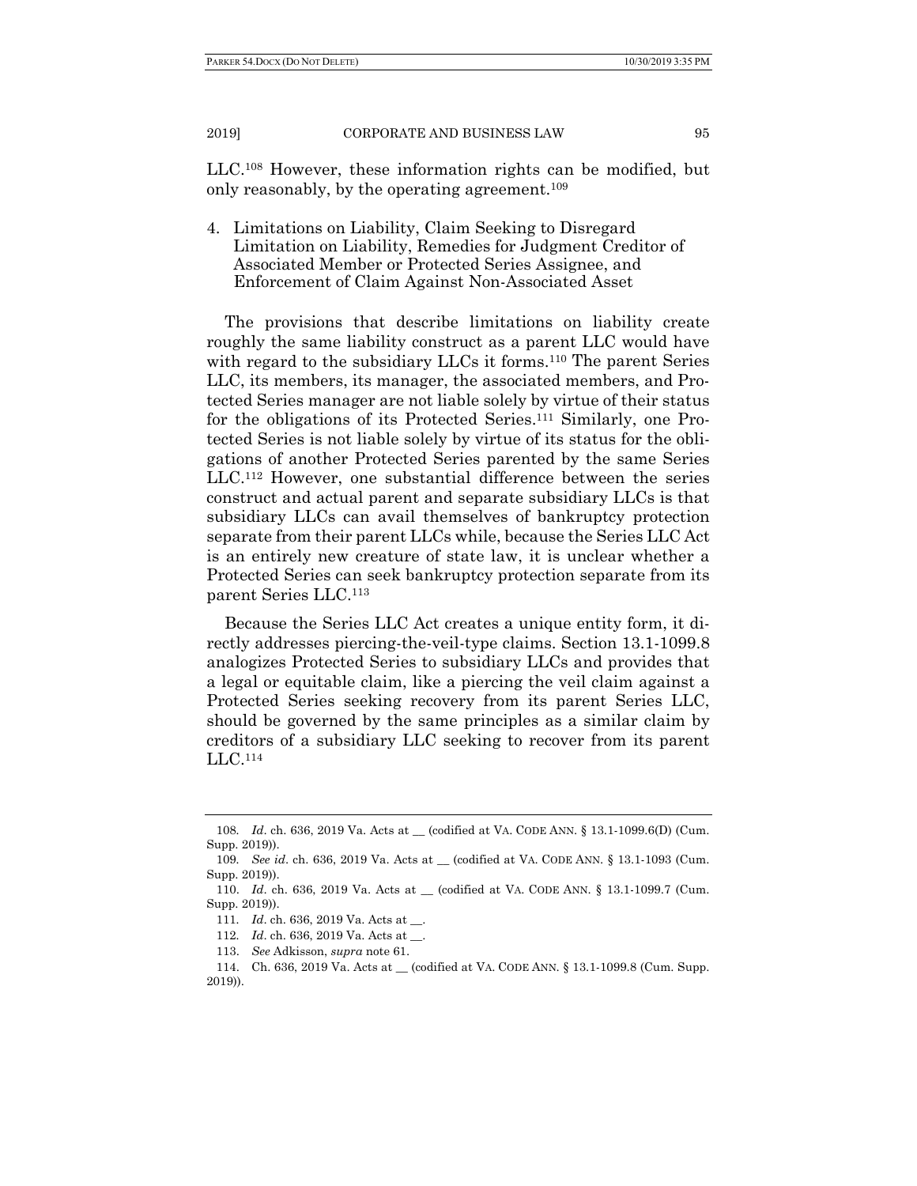LLC.[108] However, these information rights can be modified, but only reasonably, by the operating agreement.[109]

4. Limitations on Liability, Claim Seeking to Disregard Limitation on Liability, Remedies for Judgment Creditor of Associated Member or Protected Series Assignee, and Enforcement of Claim Against Non-Associated Asset

The provisions that describe limitations on liability create roughly the same liability construct as a parent LLC would have with regard to the subsidiary LLCs it forms.[110] The parent Series LLC, its members, its manager, the associated members, and Protected Series manager are not liable solely by virtue of their status for the obligations of its Protected Series.[111] Similarly, one Protected Series is not liable solely by virtue of its status for the obligations of another Protected Series parented by the same Series LLC.[112] However, one substantial difference between the series construct and actual parent and separate subsidiary LLCs is that subsidiary LLCs can avail themselves of bankruptcy protection separate from their parent LLCs while, because the Series LLC Act is an entirely new creature of state law, it is unclear whether a Protected Series can seek bankruptcy protection separate from its parent Series LLC.[113]

Because the Series LLC Act creates a unique entity form, it directly addresses piercing-the-veil-type claims. Section 13.1-1099.8 analogizes Protected Series to subsidiary LLCs and provides that a legal or equitable claim, like a piercing the veil claim against a Protected Series seeking recovery from its parent Series LLC, should be governed by the same principles as a similar claim by creditors of a subsidiary LLC seeking to recover from its parent LLC.[114]

---

108. *Id*. ch. 636, 2019 Va. Acts at __ (codified at VA. CODE ANN. § 13.1-1099.6(D) (Cum. Supp. 2019)).

109. *See id*. ch. 636, 2019 Va. Acts at __ (codified at VA. CODE ANN. § 13.1-1093 (Cum. Supp. 2019)).

110. *Id*. ch. 636, 2019 Va. Acts at __ (codified at VA. CODE ANN. § 13.1-1099.7 (Cum. Supp. 2019)).

111. *Id*. ch. 636, 2019 Va. Acts at __.

112. *Id*. ch. 636, 2019 Va. Acts at __.

113. *See* Adkisson, *supra* note 61.

114. Ch. 636, 2019 Va. Acts at __ (codified at VA. CODE ANN. § 13.1-1099.8 (Cum. Supp. 2019)).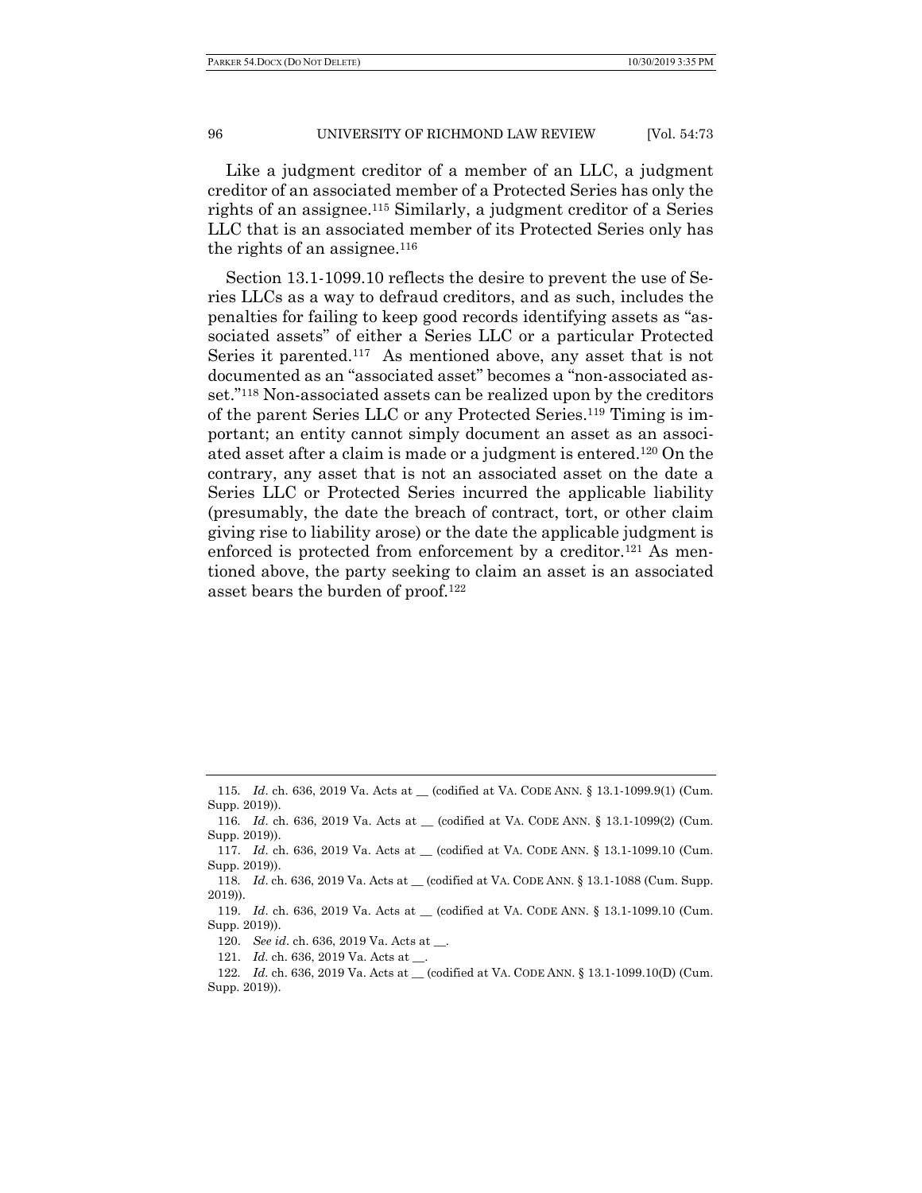Like a judgment creditor of a member of an LLC, a judgment creditor of an associated member of a Protected Series has only the rights of an assignee.[115] Similarly, a judgment creditor of a Series LLC that is an associated member of its Protected Series only has the rights of an assignee.[116]

Section 13.1-1099.10 reflects the desire to prevent the use of Series LLCs as a way to defraud creditors, and as such, includes the penalties for failing to keep good records identifying assets as "associated assets" of either a Series LLC or a particular Protected Series it parented.[117] As mentioned above, any asset that is not documented as an "associated asset" becomes a "non-associated asset."[118] Non-associated assets can be realized upon by the creditors of the parent Series LLC or any Protected Series.[119] Timing is important; an entity cannot simply document an asset as an associated asset after a claim is made or a judgment is entered.[120] On the contrary, any asset that is not an associated asset on the date a Series LLC or Protected Series incurred the applicable liability (presumably, the date the breach of contract, tort, or other claim giving rise to liability arose) or the date the applicable judgment is enforced is protected from enforcement by a creditor.[121] As mentioned above, the party seeking to claim an asset is an associated asset bears the burden of proof.[122]

---

115. *Id*. ch. 636, 2019 Va. Acts at __ (codified at VA. CODE ANN. § 13.1-1099.9(1) (Cum. Supp. 2019)).

116. *Id*. ch. 636, 2019 Va. Acts at __ (codified at VA. CODE ANN. § 13.1-1099(2) (Cum. Supp. 2019)).

117. *Id*. ch. 636, 2019 Va. Acts at __ (codified at VA. CODE ANN. § 13.1-1099.10 (Cum. Supp. 2019)).

118. *Id*. ch. 636, 2019 Va. Acts at __ (codified at VA. CODE ANN. § 13.1-1088 (Cum. Supp. 2019)).

119. *Id*. ch. 636, 2019 Va. Acts at __ (codified at VA. CODE ANN. § 13.1-1099.10 (Cum. Supp. 2019)).

120. *See id*. ch. 636, 2019 Va. Acts at __.

121. *Id*. ch. 636, 2019 Va. Acts at __.

122. *Id*. ch. 636, 2019 Va. Acts at __ (codified at VA. CODE ANN. § 13.1-1099.10(D) (Cum. Supp. 2019)).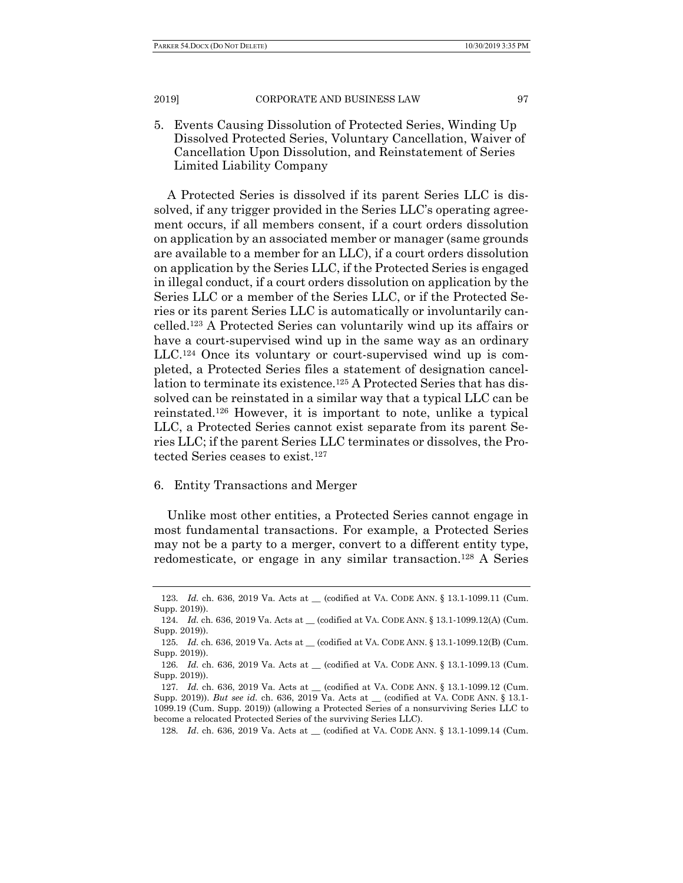5. Events Causing Dissolution of Protected Series, Winding Up Dissolved Protected Series, Voluntary Cancellation, Waiver of Cancellation Upon Dissolution, and Reinstatement of Series Limited Liability Company

A Protected Series is dissolved if its parent Series LLC is dissolved, if any trigger provided in the Series LLC's operating agreement occurs, if all members consent, if a court orders dissolution on application by an associated member or manager (same grounds are available to a member for an LLC), if a court orders dissolution on application by the Series LLC, if the Protected Series is engaged in illegal conduct, if a court orders dissolution on application by the Series LLC or a member of the Series LLC, or if the Protected Series or its parent Series LLC is automatically or involuntarily cancelled.[123] A Protected Series can voluntarily wind up its affairs or have a court-supervised wind up in the same way as an ordinary LLC.[124] Once its voluntary or court-supervised wind up is completed, a Protected Series files a statement of designation cancellation to terminate its existence.[125] A Protected Series that has dissolved can be reinstated in a similar way that a typical LLC can be reinstated.[126] However, it is important to note, unlike a typical LLC, a Protected Series cannot exist separate from its parent Series LLC; if the parent Series LLC terminates or dissolves, the Protected Series ceases to exist.[127]

6. Entity Transactions and Merger

Unlike most other entities, a Protected Series cannot engage in most fundamental transactions. For example, a Protected Series may not be a party to a merger, convert to a different entity type, redomesticate, or engage in any similar transaction.[128] A Series

---

123. *Id.* ch. 636, 2019 Va. Acts at __ (codified at VA. CODE ANN. § 13.1-1099.11 (Cum. Supp. 2019)).

124. *Id.* ch. 636, 2019 Va. Acts at __ (codified at VA. CODE ANN. § 13.1-1099.12(A) (Cum. Supp. 2019)).

125. *Id.* ch. 636, 2019 Va. Acts at __ (codified at VA. CODE ANN. § 13.1-1099.12(B) (Cum. Supp. 2019)).

126. *Id.* ch. 636, 2019 Va. Acts at __ (codified at VA. CODE ANN. § 13.1-1099.13 (Cum. Supp. 2019)).

127. *Id.* ch. 636, 2019 Va. Acts at __ (codified at VA. CODE ANN. § 13.1-1099.12 (Cum. Supp. 2019)). *But see id.* ch. 636, 2019 Va. Acts at __ (codified at VA. CODE ANN. § 13.1-1099.19 (Cum. Supp. 2019)) (allowing a Protected Series of a nonsurviving Series LLC to become a relocated Protected Series of the surviving Series LLC).

128. *Id*. ch. 636, 2019 Va. Acts at __ (codified at VA. CODE ANN. § 13.1-1099.14 (Cum.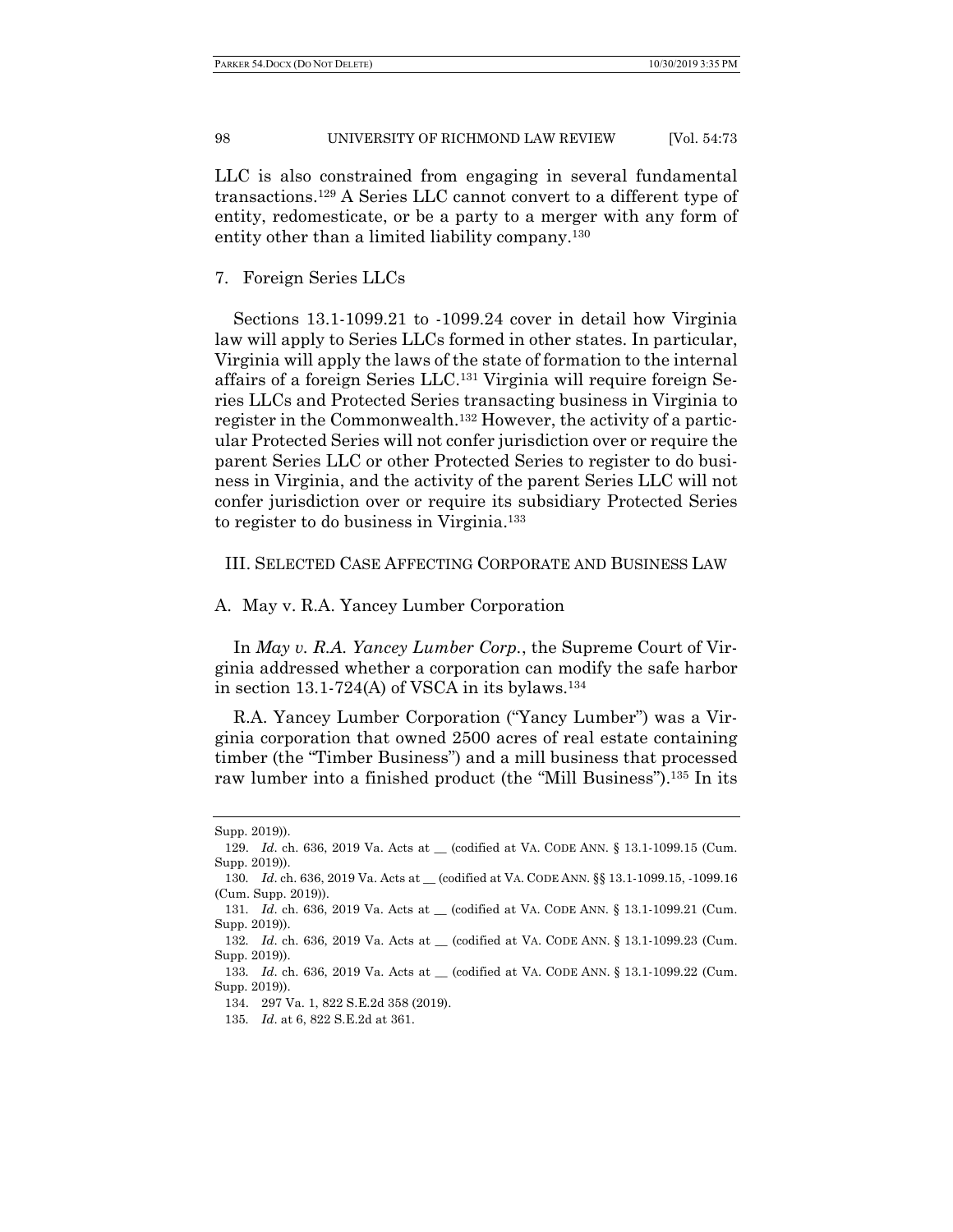LLC is also constrained from engaging in several fundamental transactions.[129] A Series LLC cannot convert to a different type of entity, redomesticate, or be a party to a merger with any form of entity other than a limited liability company.[130]

### 7. Foreign Series LLCs

Sections 13.1-1099.21 to -1099.24 cover in detail how Virginia law will apply to Series LLCs formed in other states. In particular, Virginia will apply the laws of the state of formation to the internal affairs of a foreign Series LLC.[131] Virginia will require foreign Series LLCs and Protected Series transacting business in Virginia to register in the Commonwealth.[132] However, the activity of a particular Protected Series will not confer jurisdiction over or require the parent Series LLC or other Protected Series to register to do business in Virginia, and the activity of the parent Series LLC will not confer jurisdiction over or require its subsidiary Protected Series to register to do business in Virginia.[133]

## III. SELECTED CASE AFFECTING CORPORATE AND BUSINESS LAW

### A. May v. R.A. Yancey Lumber Corporation

In *May v. R.A. Yancey Lumber Corp.*, the Supreme Court of Virginia addressed whether a corporation can modify the safe harbor in section 13.1-724(A) of VSCA in its bylaws.[134]

R.A. Yancey Lumber Corporation ("Yancy Lumber") was a Virginia corporation that owned 2500 acres of real estate containing timber (the "Timber Business") and a mill business that processed raw lumber into a finished product (the "Mill Business").[135] In its

---

Supp. 2019)).

129. *Id*. ch. 636, 2019 Va. Acts at __ (codified at VA. CODE ANN. § 13.1-1099.15 (Cum. Supp. 2019)).

130. *Id*. ch. 636, 2019 Va. Acts at __ (codified at VA. CODE ANN. §§ 13.1-1099.15, -1099.16 (Cum. Supp. 2019)).

131. *Id*. ch. 636, 2019 Va. Acts at __ (codified at VA. CODE ANN. § 13.1-1099.21 (Cum. Supp. 2019)).

132. *Id*. ch. 636, 2019 Va. Acts at __ (codified at VA. CODE ANN. § 13.1-1099.23 (Cum. Supp. 2019)).

133. *Id*. ch. 636, 2019 Va. Acts at __ (codified at VA. CODE ANN. § 13.1-1099.22 (Cum. Supp. 2019)).

134. 297 Va. 1, 822 S.E.2d 358 (2019).

135. *Id*. at 6, 822 S.E.2d at 361.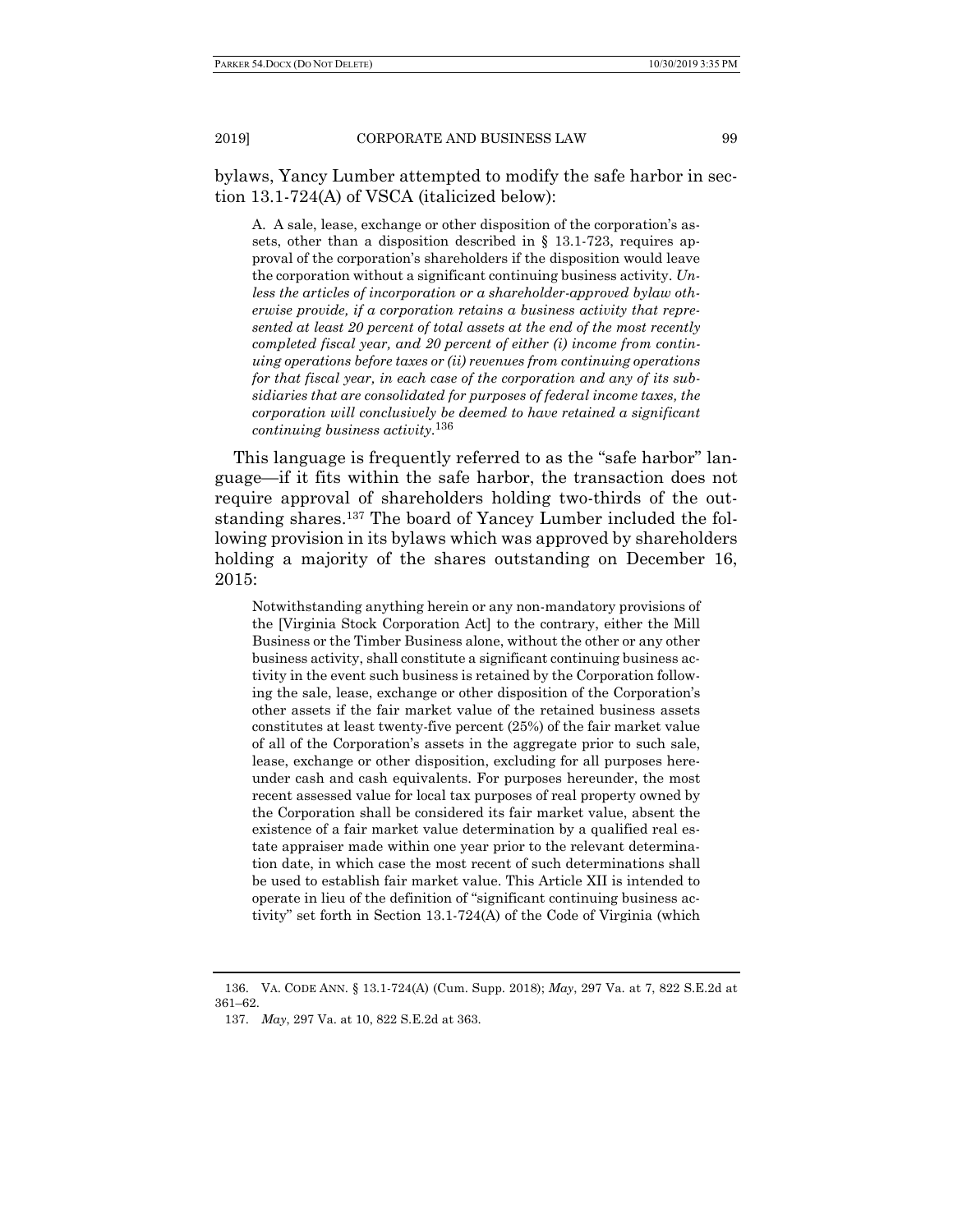bylaws, Yancy Lumber attempted to modify the safe harbor in section 13.1-724(A) of VSCA (italicized below):

> A. A sale, lease, exchange or other disposition of the corporation's assets, other than a disposition described in § 13.1-723, requires approval of the corporation's shareholders if the disposition would leave the corporation without a significant continuing business activity. *Unless the articles of incorporation or a shareholder-approved bylaw otherwise provide, if a corporation retains a business activity that represented at least 20 percent of total assets at the end of the most recently completed fiscal year, and 20 percent of either (i) income from continuing operations before taxes or (ii) revenues from continuing operations for that fiscal year, in each case of the corporation and any of its subsidiaries that are consolidated for purposes of federal income taxes, the corporation will conclusively be deemed to have retained a significant continuing business activity.*[136]

This language is frequently referred to as the "safe harbor" language—if it fits within the safe harbor, the transaction does not require approval of shareholders holding two-thirds of the outstanding shares.[137] The board of Yancey Lumber included the following provision in its bylaws which was approved by shareholders holding a majority of the shares outstanding on December 16, 2015:

> Notwithstanding anything herein or any non-mandatory provisions of the [Virginia Stock Corporation Act] to the contrary, either the Mill Business or the Timber Business alone, without the other or any other business activity, shall constitute a significant continuing business activity in the event such business is retained by the Corporation following the sale, lease, exchange or other disposition of the Corporation's other assets if the fair market value of the retained business assets constitutes at least twenty-five percent (25%) of the fair market value of all of the Corporation's assets in the aggregate prior to such sale, lease, exchange or other disposition, excluding for all purposes hereunder cash and cash equivalents. For purposes hereunder, the most recent assessed value for local tax purposes of real property owned by the Corporation shall be considered its fair market value, absent the existence of a fair market value determination by a qualified real estate appraiser made within one year prior to the relevant determination date, in which case the most recent of such determinations shall be used to establish fair market value. This Article XII is intended to operate in lieu of the definition of "significant continuing business activity" set forth in Section 13.1-724(A) of the Code of Virginia (which

---

136. VA. CODE ANN. § 13.1-724(A) (Cum. Supp. 2018); *May*, 297 Va. at 7, 822 S.E.2d at 361–62.

137. *May*, 297 Va. at 10, 822 S.E.2d at 363.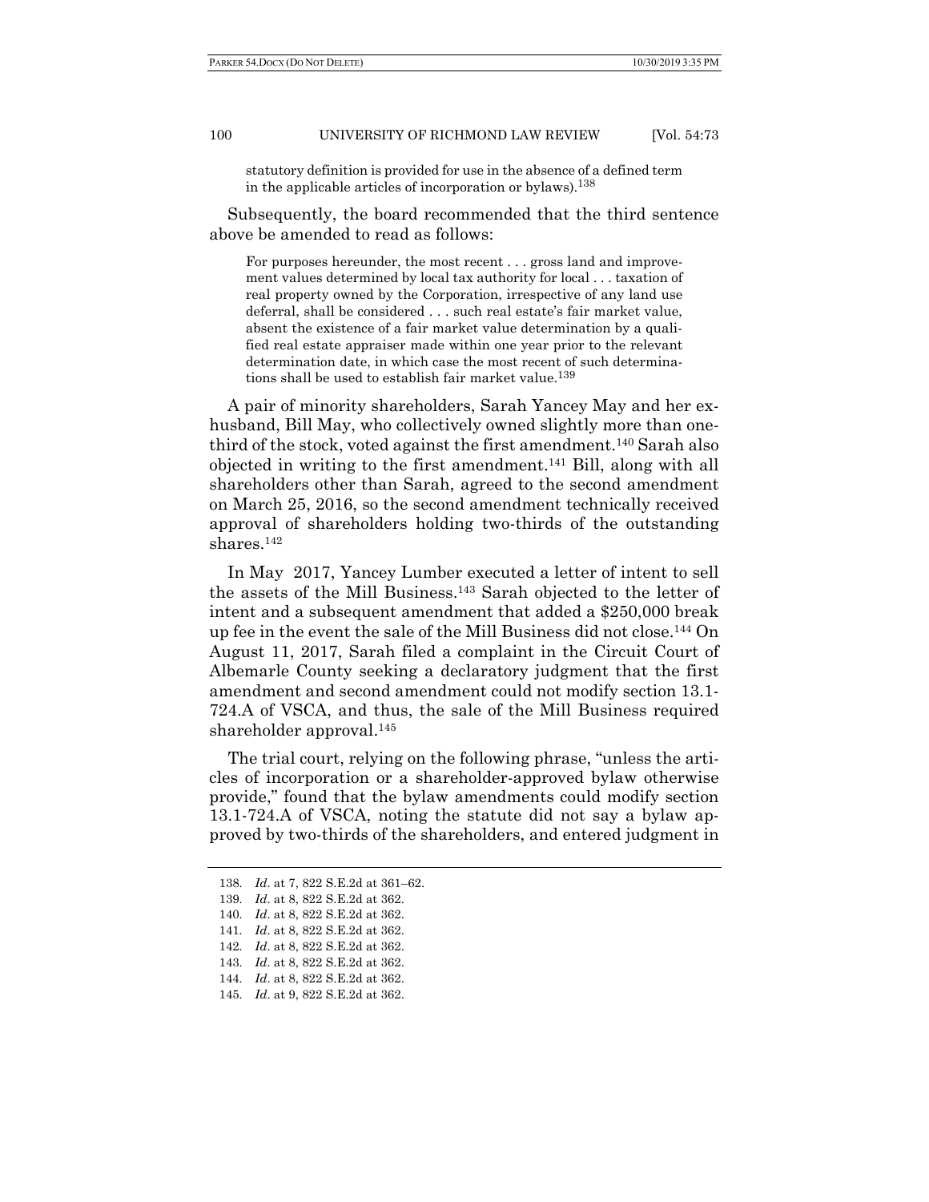statutory definition is provided for use in the absence of a defined term in the applicable articles of incorporation or bylaws).[138]

Subsequently, the board recommended that the third sentence above be amended to read as follows:

> For purposes hereunder, the most recent . . . gross land and improvement values determined by local tax authority for local . . . taxation of real property owned by the Corporation, irrespective of any land use deferral, shall be considered . . . such real estate's fair market value, absent the existence of a fair market value determination by a qualified real estate appraiser made within one year prior to the relevant determination date, in which case the most recent of such determinations shall be used to establish fair market value.[139]

A pair of minority shareholders, Sarah Yancey May and her ex-husband, Bill May, who collectively owned slightly more than one-third of the stock, voted against the first amendment.[140] Sarah also objected in writing to the first amendment.[141] Bill, along with all shareholders other than Sarah, agreed to the second amendment on March 25, 2016, so the second amendment technically received approval of shareholders holding two-thirds of the outstanding shares.[142]

In May 2017, Yancey Lumber executed a letter of intent to sell the assets of the Mill Business.[143] Sarah objected to the letter of intent and a subsequent amendment that added a $250,000 break up fee in the event the sale of the Mill Business did not close.[144] On August 11, 2017, Sarah filed a complaint in the Circuit Court of Albemarle County seeking a declaratory judgment that the first amendment and second amendment could not modify section 13.1-724.A of VSCA, and thus, the sale of the Mill Business required shareholder approval.[145]

The trial court, relying on the following phrase, "unless the articles of incorporation or a shareholder-approved bylaw otherwise provide," found that the bylaw amendments could modify section 13.1-724.A of VSCA, noting the statute did not say a bylaw approved by two-thirds of the shareholders, and entered judgment in

---

138. *Id*. at 7, 822 S.E.2d at 361–62.
139. *Id*. at 8, 822 S.E.2d at 362.
140. *Id*. at 8, 822 S.E.2d at 362.
141. *Id*. at 8, 822 S.E.2d at 362.
142. *Id*. at 8, 822 S.E.2d at 362.
143. *Id*. at 8, 822 S.E.2d at 362.
144. *Id*. at 8, 822 S.E.2d at 362.
145. *Id*. at 9, 822 S.E.2d at 362.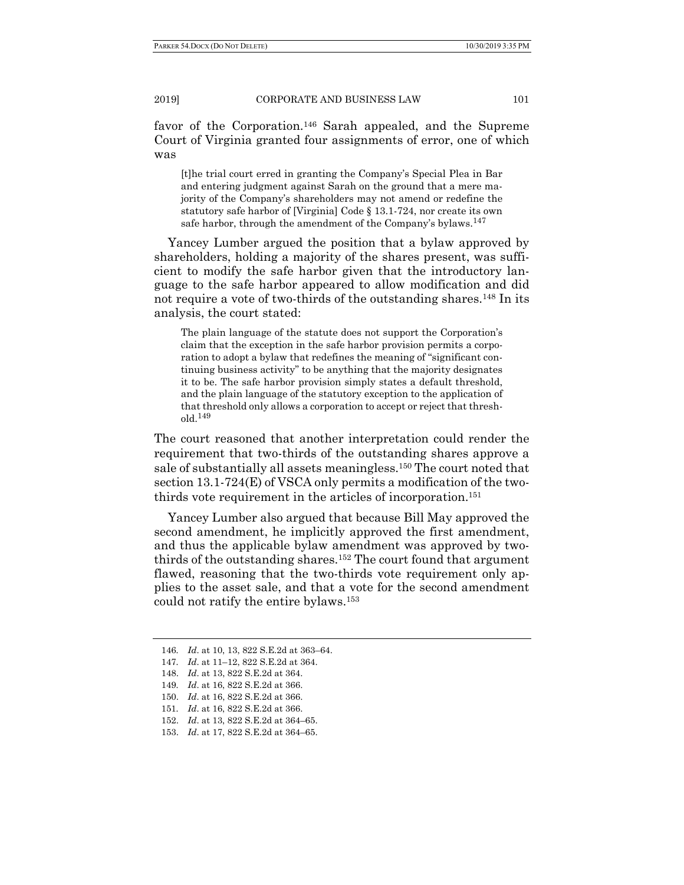favor of the Corporation.[146] Sarah appealed, and the Supreme Court of Virginia granted four assignments of error, one of which was

> [t]he trial court erred in granting the Company's Special Plea in Bar and entering judgment against Sarah on the ground that a mere majority of the Company's shareholders may not amend or redefine the statutory safe harbor of [Virginia] Code § 13.1-724, nor create its own safe harbor, through the amendment of the Company's bylaws.[147]

Yancey Lumber argued the position that a bylaw approved by shareholders, holding a majority of the shares present, was sufficient to modify the safe harbor given that the introductory language to the safe harbor appeared to allow modification and did not require a vote of two-thirds of the outstanding shares.[148] In its analysis, the court stated:

> The plain language of the statute does not support the Corporation's claim that the exception in the safe harbor provision permits a corporation to adopt a bylaw that redefines the meaning of "significant continuing business activity" to be anything that the majority designates it to be. The safe harbor provision simply states a default threshold, and the plain language of the statutory exception to the application of that threshold only allows a corporation to accept or reject that threshold.[149]

The court reasoned that another interpretation could render the requirement that two-thirds of the outstanding shares approve a sale of substantially all assets meaningless.[150] The court noted that section 13.1-724(E) of VSCA only permits a modification of the two-thirds vote requirement in the articles of incorporation.[151]

Yancey Lumber also argued that because Bill May approved the second amendment, he implicitly approved the first amendment, and thus the applicable bylaw amendment was approved by two-thirds of the outstanding shares.[152] The court found that argument flawed, reasoning that the two-thirds vote requirement only applies to the asset sale, and that a vote for the second amendment could not ratify the entire bylaws.[153]

---

146. *Id*. at 10, 13, 822 S.E.2d at 363–64.
147. *Id*. at 11–12, 822 S.E.2d at 364.
148. *Id*. at 13, 822 S.E.2d at 364.
149. *Id*. at 16, 822 S.E.2d at 366.
150. *Id*. at 16, 822 S.E.2d at 366.
151. *Id*. at 16, 822 S.E.2d at 366.
152. *Id*. at 13, 822 S.E.2d at 364–65.
153. *Id*. at 17, 822 S.E.2d at 364–65.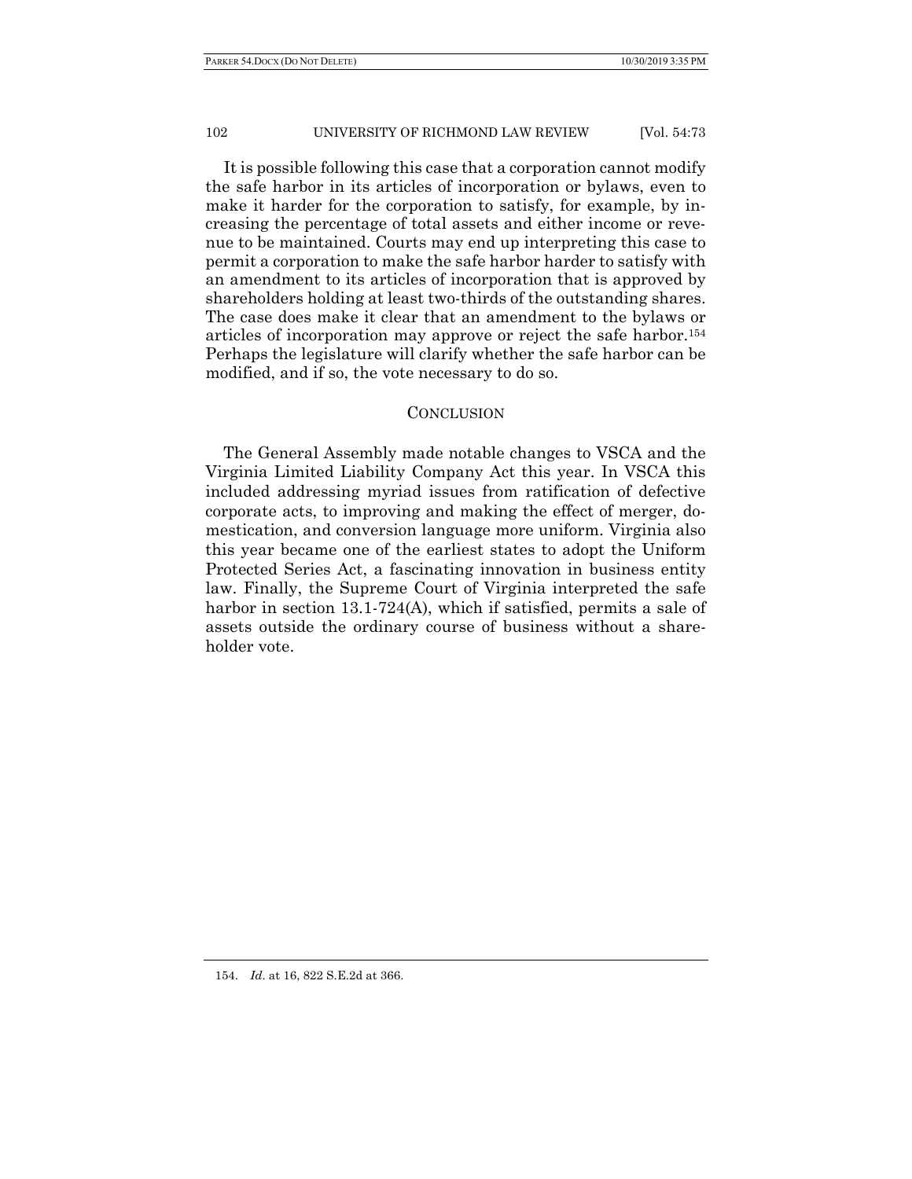It is possible following this case that a corporation cannot modify the safe harbor in its articles of incorporation or bylaws, even to make it harder for the corporation to satisfy, for example, by increasing the percentage of total assets and either income or revenue to be maintained. Courts may end up interpreting this case to permit a corporation to make the safe harbor harder to satisfy with an amendment to its articles of incorporation that is approved by shareholders holding at least two-thirds of the outstanding shares. The case does make it clear that an amendment to the bylaws or articles of incorporation may approve or reject the safe harbor.[154] Perhaps the legislature will clarify whether the safe harbor can be modified, and if so, the vote necessary to do so.

## CONCLUSION

The General Assembly made notable changes to VSCA and the Virginia Limited Liability Company Act this year. In VSCA this included addressing myriad issues from ratification of defective corporate acts, to improving and making the effect of merger, domestication, and conversion language more uniform. Virginia also this year became one of the earliest states to adopt the Uniform Protected Series Act, a fascinating innovation in business entity law. Finally, the Supreme Court of Virginia interpreted the safe harbor in section 13.1-724(A), which if satisfied, permits a sale of assets outside the ordinary course of business without a shareholder vote.

154. *Id*. at 16, 822 S.E.2d at 366.